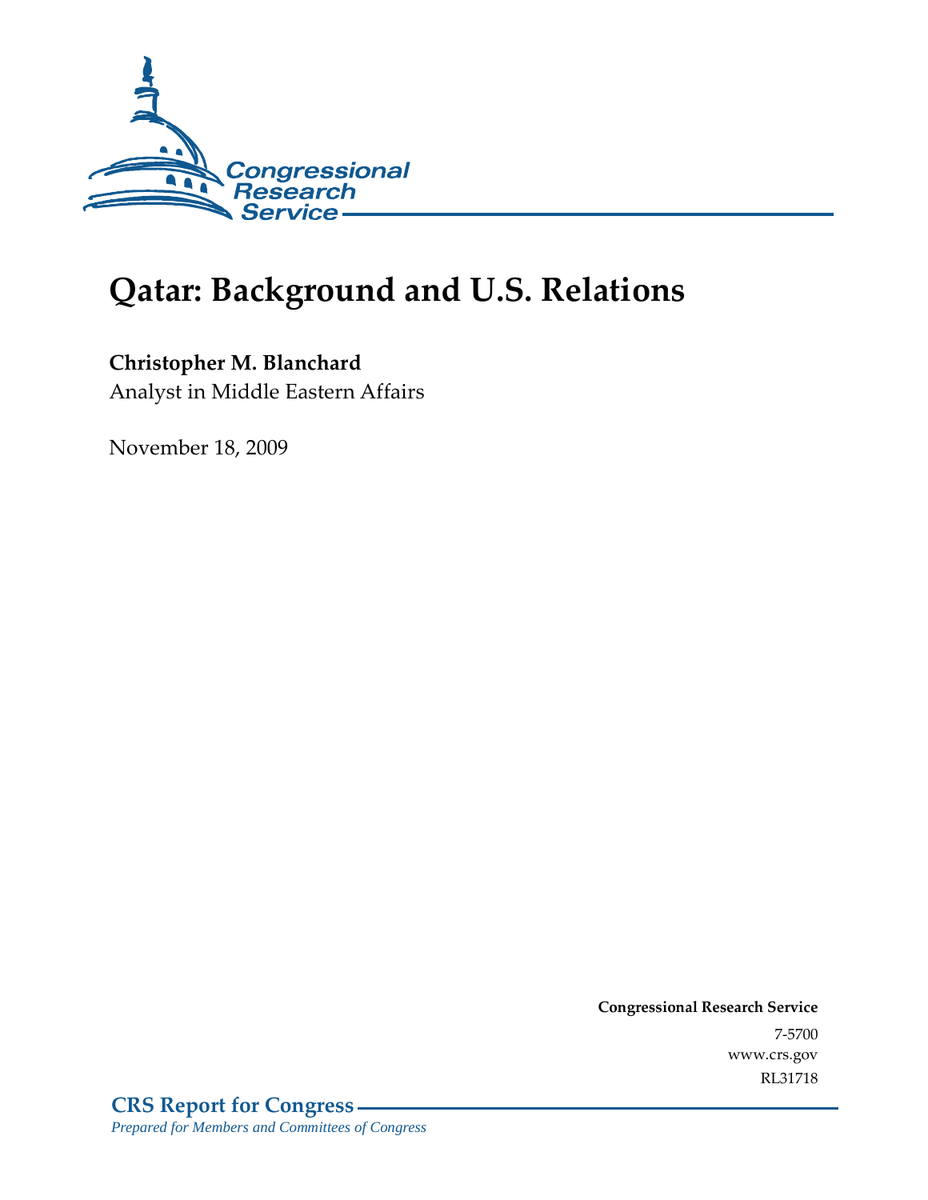# Qatar: Background and U.S. Relations

**Christopher M. Blanchard**
Analyst in Middle Eastern Affairs

November 18, 2009

**Congressional Research Service**
7-5700
www.crs.gov
RL31718

**CRS Report for Congress**
*Prepared for Members and Committees of Congress*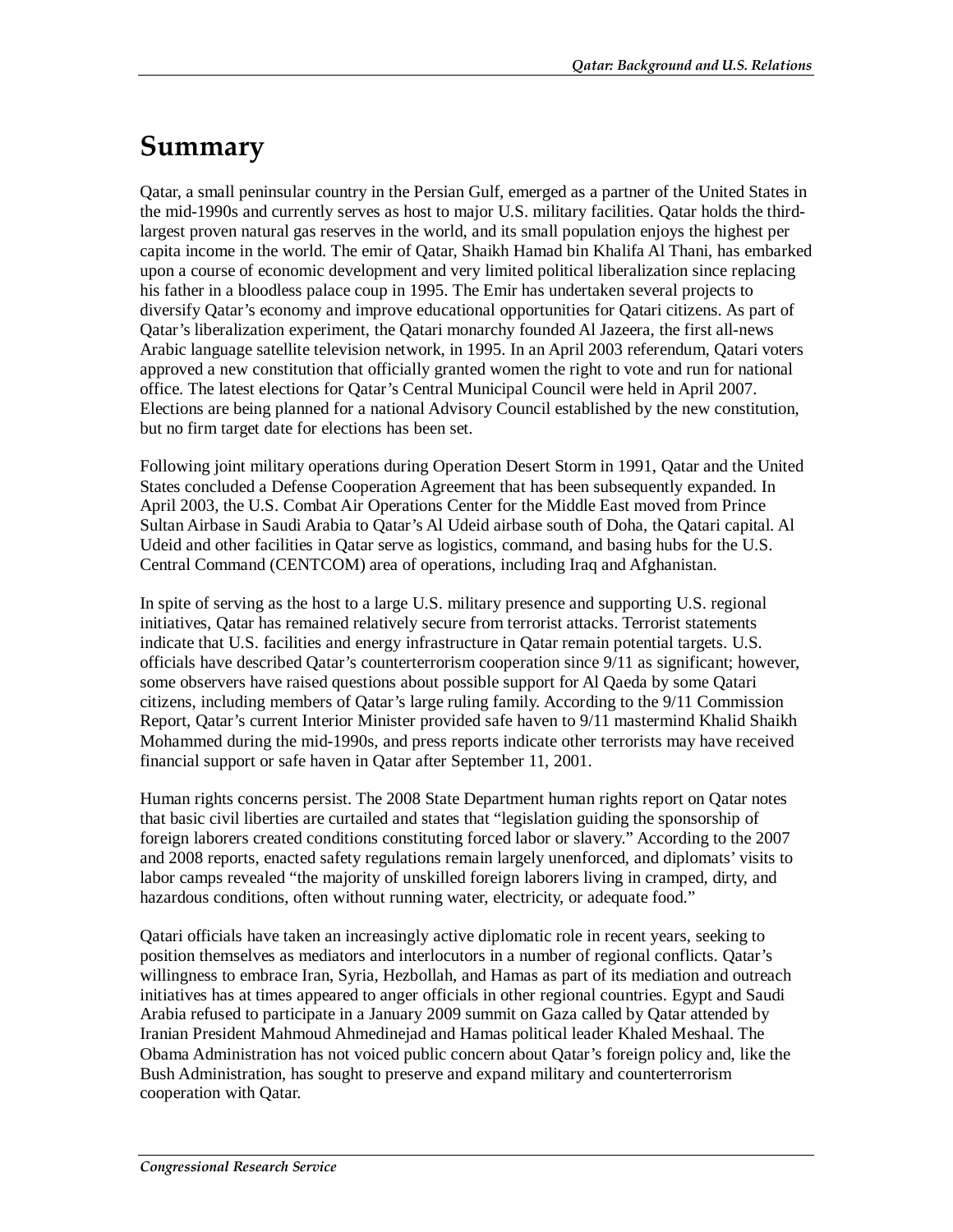# Summary

Qatar, a small peninsular country in the Persian Gulf, emerged as a partner of the United States in the mid-1990s and currently serves as host to major U.S. military facilities. Qatar holds the third-largest proven natural gas reserves in the world, and its small population enjoys the highest per capita income in the world. The emir of Qatar, Shaikh Hamad bin Khalifa Al Thani, has embarked upon a course of economic development and very limited political liberalization since replacing his father in a bloodless palace coup in 1995. The Emir has undertaken several projects to diversify Qatar's economy and improve educational opportunities for Qatari citizens. As part of Qatar's liberalization experiment, the Qatari monarchy founded Al Jazeera, the first all-news Arabic language satellite television network, in 1995. In an April 2003 referendum, Qatari voters approved a new constitution that officially granted women the right to vote and run for national office. The latest elections for Qatar's Central Municipal Council were held in April 2007. Elections are being planned for a national Advisory Council established by the new constitution, but no firm target date for elections has been set.

Following joint military operations during Operation Desert Storm in 1991, Qatar and the United States concluded a Defense Cooperation Agreement that has been subsequently expanded. In April 2003, the U.S. Combat Air Operations Center for the Middle East moved from Prince Sultan Airbase in Saudi Arabia to Qatar's Al Udeid airbase south of Doha, the Qatari capital. Al Udeid and other facilities in Qatar serve as logistics, command, and basing hubs for the U.S. Central Command (CENTCOM) area of operations, including Iraq and Afghanistan.

In spite of serving as the host to a large U.S. military presence and supporting U.S. regional initiatives, Qatar has remained relatively secure from terrorist attacks. Terrorist statements indicate that U.S. facilities and energy infrastructure in Qatar remain potential targets. U.S. officials have described Qatar's counterterrorism cooperation since 9/11 as significant; however, some observers have raised questions about possible support for Al Qaeda by some Qatari citizens, including members of Qatar's large ruling family. According to the 9/11 Commission Report, Qatar's current Interior Minister provided safe haven to 9/11 mastermind Khalid Shaikh Mohammed during the mid-1990s, and press reports indicate other terrorists may have received financial support or safe haven in Qatar after September 11, 2001.

Human rights concerns persist. The 2008 State Department human rights report on Qatar notes that basic civil liberties are curtailed and states that "legislation guiding the sponsorship of foreign laborers created conditions constituting forced labor or slavery." According to the 2007 and 2008 reports, enacted safety regulations remain largely unenforced, and diplomats' visits to labor camps revealed "the majority of unskilled foreign laborers living in cramped, dirty, and hazardous conditions, often without running water, electricity, or adequate food."

Qatari officials have taken an increasingly active diplomatic role in recent years, seeking to position themselves as mediators and interlocutors in a number of regional conflicts. Qatar's willingness to embrace Iran, Syria, Hezbollah, and Hamas as part of its mediation and outreach initiatives has at times appeared to anger officials in other regional countries. Egypt and Saudi Arabia refused to participate in a January 2009 summit on Gaza called by Qatar attended by Iranian President Mahmoud Ahmedinejad and Hamas political leader Khaled Meshaal. The Obama Administration has not voiced public concern about Qatar's foreign policy and, like the Bush Administration, has sought to preserve and expand military and counterterrorism cooperation with Qatar.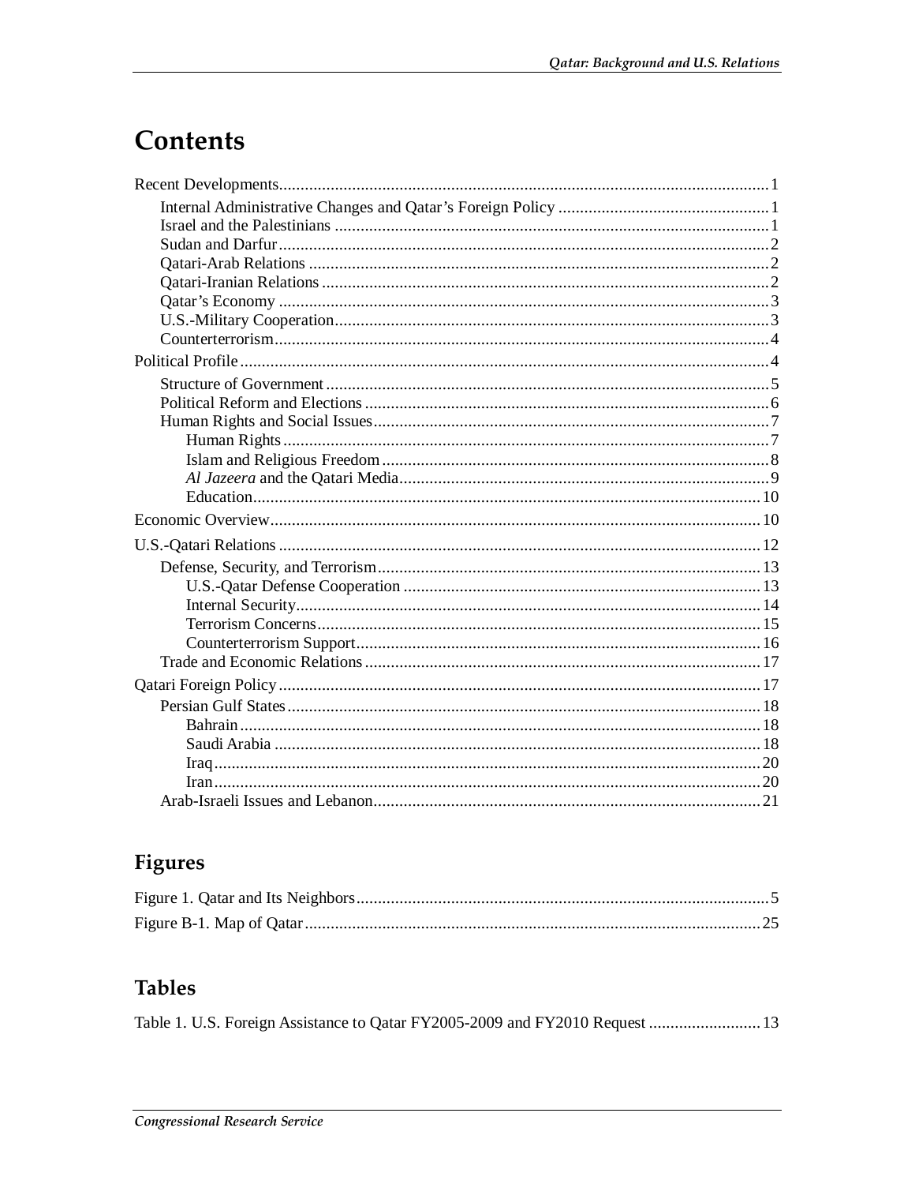# Contents

- Recent Developments ... 1
  - Internal Administrative Changes and Qatar's Foreign Policy ... 1
  - Israel and the Palestinians ... 1
  - Sudan and Darfur ... 2
  - Qatari-Arab Relations ... 2
  - Qatari-Iranian Relations ... 2
  - Qatar's Economy ... 3
  - U.S.-Military Cooperation ... 3
  - Counterterrorism ... 4
- Political Profile ... 4
  - Structure of Government ... 5
  - Political Reform and Elections ... 6
  - Human Rights and Social Issues ... 7
    - Human Rights ... 7
    - Islam and Religious Freedom ... 8
    - *Al Jazeera* and the Qatari Media ... 9
    - Education ... 10
- Economic Overview ... 10
- U.S.-Qatari Relations ... 12
  - Defense, Security, and Terrorism ... 13
    - U.S.-Qatar Defense Cooperation ... 13
    - Internal Security ... 14
    - Terrorism Concerns ... 15
    - Counterterrorism Support ... 16
  - Trade and Economic Relations ... 17
- Qatari Foreign Policy ... 17
  - Persian Gulf States ... 18
    - Bahrain ... 18
    - Saudi Arabia ... 18
    - Iraq ... 20
    - Iran ... 20
  - Arab-Israeli Issues and Lebanon ... 21

## Figures

- Figure 1. Qatar and Its Neighbors ... 5
- Figure B-1. Map of Qatar ... 25

## Tables

- Table 1. U.S. Foreign Assistance to Qatar FY2005-2009 and FY2010 Request ... 13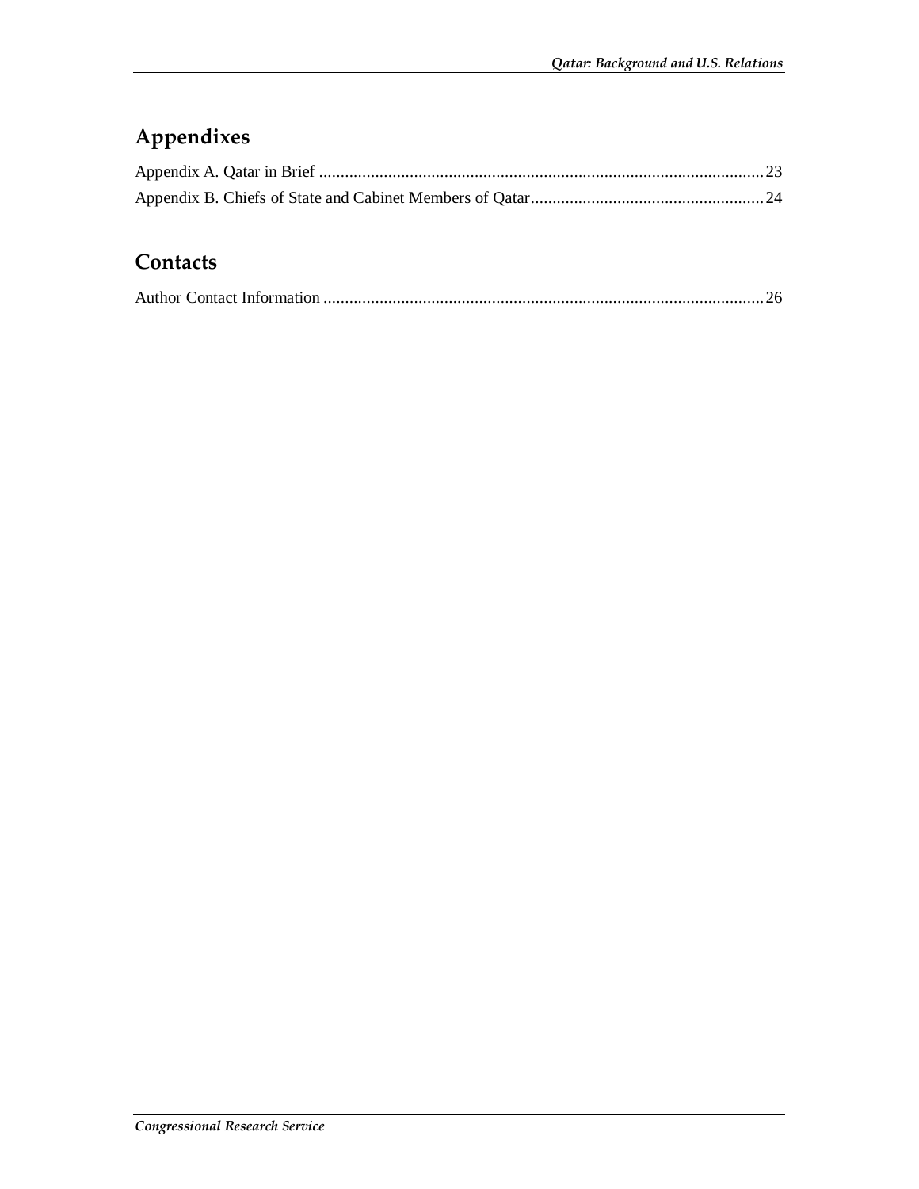## Appendixes

Appendix A. Qatar in Brief ........................................................................................................ 23

Appendix B. Chiefs of State and Cabinet Members of Qatar...................................................... 24

## Contacts

Author Contact Information ...................................................................................................... 26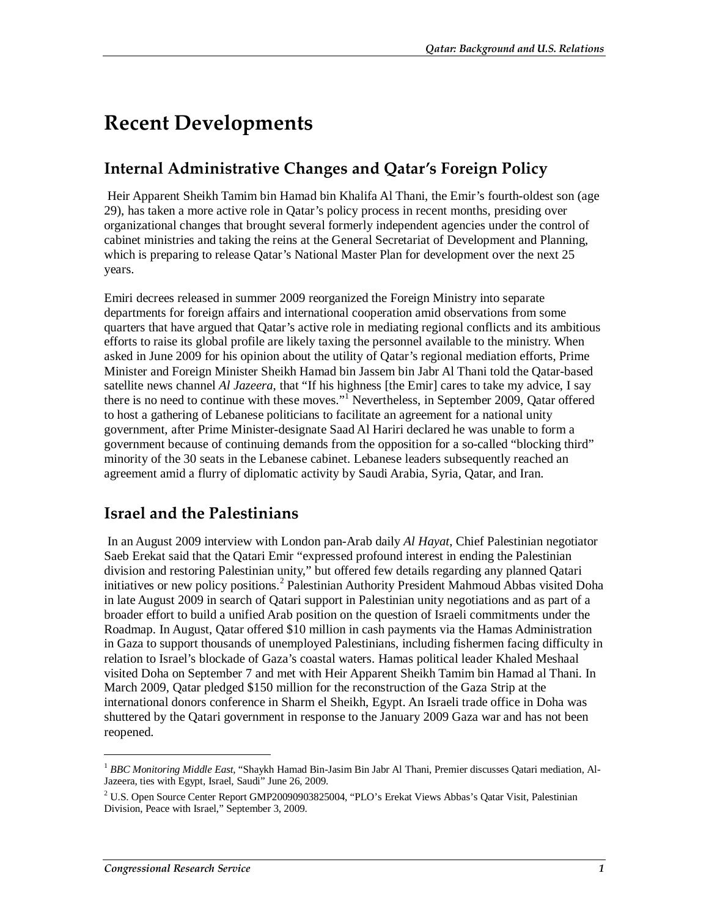# Recent Developments

## Internal Administrative Changes and Qatar's Foreign Policy

Heir Apparent Sheikh Tamim bin Hamad bin Khalifa Al Thani, the Emir's fourth-oldest son (age 29), has taken a more active role in Qatar's policy process in recent months, presiding over organizational changes that brought several formerly independent agencies under the control of cabinet ministries and taking the reins at the General Secretariat of Development and Planning, which is preparing to release Qatar's National Master Plan for development over the next 25 years.

Emiri decrees released in summer 2009 reorganized the Foreign Ministry into separate departments for foreign affairs and international cooperation amid observations from some quarters that have argued that Qatar's active role in mediating regional conflicts and its ambitious efforts to raise its global profile are likely taxing the personnel available to the ministry. When asked in June 2009 for his opinion about the utility of Qatar's regional mediation efforts, Prime Minister and Foreign Minister Sheikh Hamad bin Jassem bin Jabr Al Thani told the Qatar-based satellite news channel *Al Jazeera*, that "If his highness [the Emir] cares to take my advice, I say there is no need to continue with these moves."[1] Nevertheless, in September 2009, Qatar offered to host a gathering of Lebanese politicians to facilitate an agreement for a national unity government, after Prime Minister-designate Saad Al Hariri declared he was unable to form a government because of continuing demands from the opposition for a so-called "blocking third" minority of the 30 seats in the Lebanese cabinet. Lebanese leaders subsequently reached an agreement amid a flurry of diplomatic activity by Saudi Arabia, Syria, Qatar, and Iran.

## Israel and the Palestinians

In an August 2009 interview with London pan-Arab daily *Al Hayat*, Chief Palestinian negotiator Saeb Erekat said that the Qatari Emir "expressed profound interest in ending the Palestinian division and restoring Palestinian unity," but offered few details regarding any planned Qatari initiatives or new policy positions.[2] Palestinian Authority President Mahmoud Abbas visited Doha in late August 2009 in search of Qatari support in Palestinian unity negotiations and as part of a broader effort to build a unified Arab position on the question of Israeli commitments under the Roadmap. In August, Qatar offered $10 million in cash payments via the Hamas Administration in Gaza to support thousands of unemployed Palestinians, including fishermen facing difficulty in relation to Israel's blockade of Gaza's coastal waters. Hamas political leader Khaled Meshaal visited Doha on September 7 and met with Heir Apparent Sheikh Tamim bin Hamad al Thani. In March 2009, Qatar pledged $150 million for the reconstruction of the Gaza Strip at the international donors conference in Sharm el Sheikh, Egypt. An Israeli trade office in Doha was shuttered by the Qatari government in response to the January 2009 Gaza war and has not been reopened.

---

[1] *BBC Monitoring Middle East*, "Shaykh Hamad Bin-Jasim Bin Jabr Al Thani, Premier discusses Qatari mediation, Al-Jazeera, ties with Egypt, Israel, Saudi" June 26, 2009.

[2] U.S. Open Source Center Report GMP20090903825004, "PLO's Erekat Views Abbas's Qatar Visit, Palestinian Division, Peace with Israel," September 3, 2009.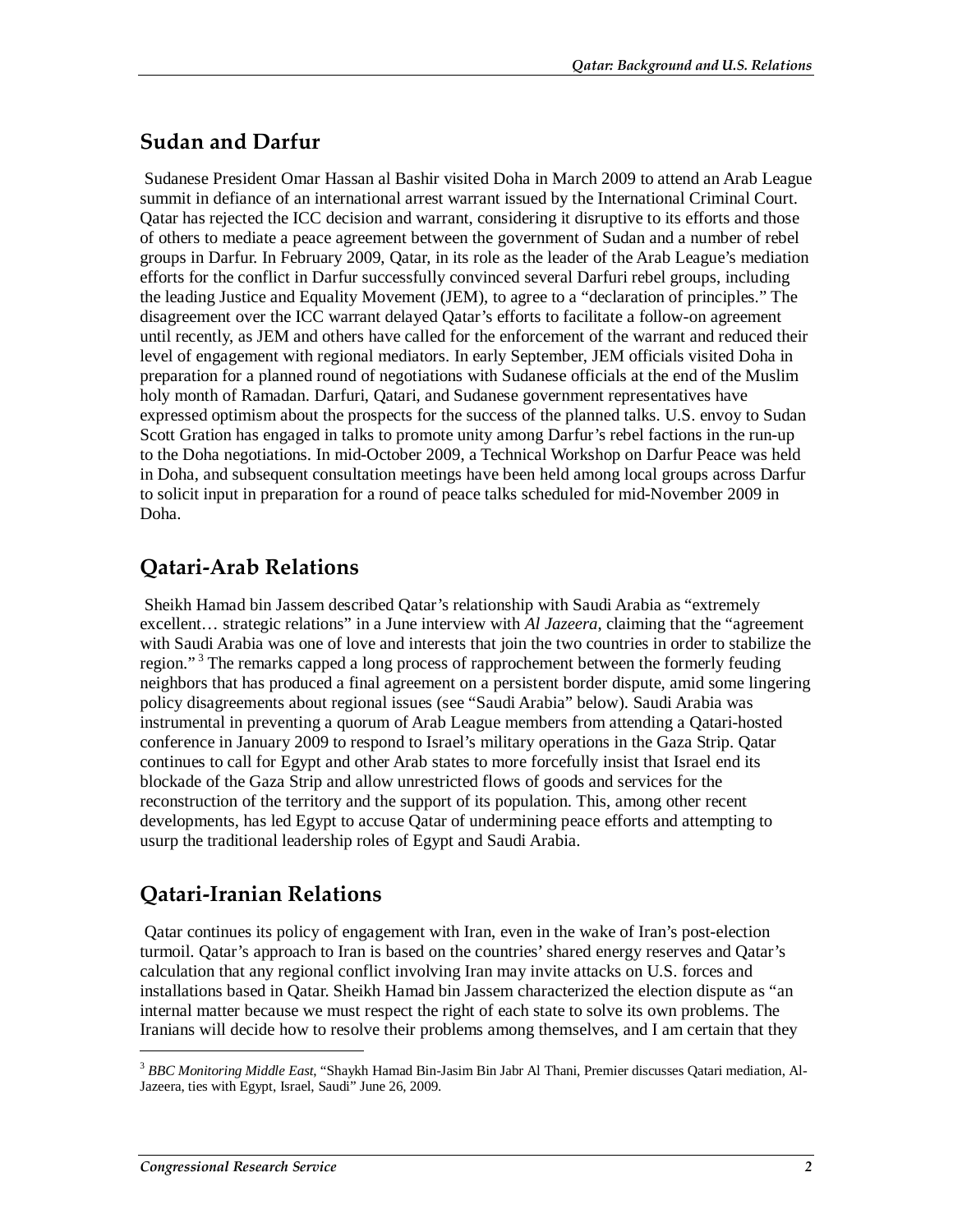## Sudan and Darfur

Sudanese President Omar Hassan al Bashir visited Doha in March 2009 to attend an Arab League summit in defiance of an international arrest warrant issued by the International Criminal Court. Qatar has rejected the ICC decision and warrant, considering it disruptive to its efforts and those of others to mediate a peace agreement between the government of Sudan and a number of rebel groups in Darfur. In February 2009, Qatar, in its role as the leader of the Arab League's mediation efforts for the conflict in Darfur successfully convinced several Darfuri rebel groups, including the leading Justice and Equality Movement (JEM), to agree to a "declaration of principles." The disagreement over the ICC warrant delayed Qatar's efforts to facilitate a follow-on agreement until recently, as JEM and others have called for the enforcement of the warrant and reduced their level of engagement with regional mediators. In early September, JEM officials visited Doha in preparation for a planned round of negotiations with Sudanese officials at the end of the Muslim holy month of Ramadan. Darfuri, Qatari, and Sudanese government representatives have expressed optimism about the prospects for the success of the planned talks. U.S. envoy to Sudan Scott Gration has engaged in talks to promote unity among Darfur's rebel factions in the run-up to the Doha negotiations. In mid-October 2009, a Technical Workshop on Darfur Peace was held in Doha, and subsequent consultation meetings have been held among local groups across Darfur to solicit input in preparation for a round of peace talks scheduled for mid-November 2009 in Doha.

## Qatari-Arab Relations

Sheikh Hamad bin Jassem described Qatar's relationship with Saudi Arabia as "extremely excellent… strategic relations" in a June interview with *Al Jazeera*, claiming that the "agreement with Saudi Arabia was one of love and interests that join the two countries in order to stabilize the region." [3] The remarks capped a long process of rapprochement between the formerly feuding neighbors that has produced a final agreement on a persistent border dispute, amid some lingering policy disagreements about regional issues (see "Saudi Arabia" below). Saudi Arabia was instrumental in preventing a quorum of Arab League members from attending a Qatari-hosted conference in January 2009 to respond to Israel's military operations in the Gaza Strip. Qatar continues to call for Egypt and other Arab states to more forcefully insist that Israel end its blockade of the Gaza Strip and allow unrestricted flows of goods and services for the reconstruction of the territory and the support of its population. This, among other recent developments, has led Egypt to accuse Qatar of undermining peace efforts and attempting to usurp the traditional leadership roles of Egypt and Saudi Arabia.

## Qatari-Iranian Relations

Qatar continues its policy of engagement with Iran, even in the wake of Iran's post-election turmoil. Qatar's approach to Iran is based on the countries' shared energy reserves and Qatar's calculation that any regional conflict involving Iran may invite attacks on U.S. forces and installations based in Qatar. Sheikh Hamad bin Jassem characterized the election dispute as "an internal matter because we must respect the right of each state to solve its own problems. The Iranians will decide how to resolve their problems among themselves, and I am certain that they

---

[3] *BBC Monitoring Middle East*, "Shaykh Hamad Bin-Jasim Bin Jabr Al Thani, Premier discusses Qatari mediation, Al-Jazeera, ties with Egypt, Israel, Saudi" June 26, 2009.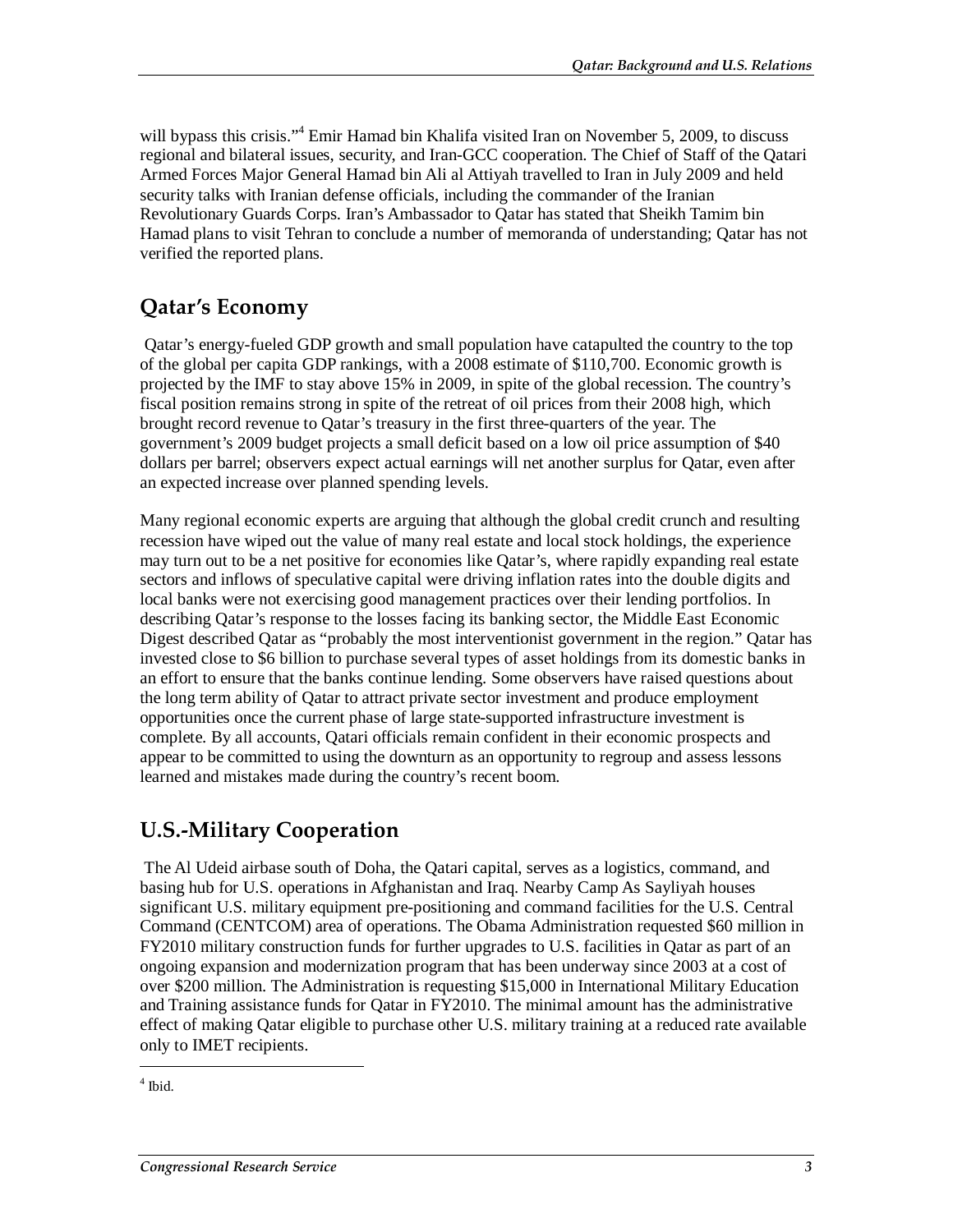will bypass this crisis."[4] Emir Hamad bin Khalifa visited Iran on November 5, 2009, to discuss regional and bilateral issues, security, and Iran-GCC cooperation. The Chief of Staff of the Qatari Armed Forces Major General Hamad bin Ali al Attiyah travelled to Iran in July 2009 and held security talks with Iranian defense officials, including the commander of the Iranian Revolutionary Guards Corps. Iran's Ambassador to Qatar has stated that Sheikh Tamim bin Hamad plans to visit Tehran to conclude a number of memoranda of understanding; Qatar has not verified the reported plans.

## Qatar's Economy

Qatar's energy-fueled GDP growth and small population have catapulted the country to the top of the global per capita GDP rankings, with a 2008 estimate of $110,700. Economic growth is projected by the IMF to stay above 15% in 2009, in spite of the global recession. The country's fiscal position remains strong in spite of the retreat of oil prices from their 2008 high, which brought record revenue to Qatar's treasury in the first three-quarters of the year. The government's 2009 budget projects a small deficit based on a low oil price assumption of $40 dollars per barrel; observers expect actual earnings will net another surplus for Qatar, even after an expected increase over planned spending levels.

Many regional economic experts are arguing that although the global credit crunch and resulting recession have wiped out the value of many real estate and local stock holdings, the experience may turn out to be a net positive for economies like Qatar's, where rapidly expanding real estate sectors and inflows of speculative capital were driving inflation rates into the double digits and local banks were not exercising good management practices over their lending portfolios. In describing Qatar's response to the losses facing its banking sector, the Middle East Economic Digest described Qatar as "probably the most interventionist government in the region." Qatar has invested close to $6 billion to purchase several types of asset holdings from its domestic banks in an effort to ensure that the banks continue lending. Some observers have raised questions about the long term ability of Qatar to attract private sector investment and produce employment opportunities once the current phase of large state-supported infrastructure investment is complete. By all accounts, Qatari officials remain confident in their economic prospects and appear to be committed to using the downturn as an opportunity to regroup and assess lessons learned and mistakes made during the country's recent boom.

## U.S.-Military Cooperation

The Al Udeid airbase south of Doha, the Qatari capital, serves as a logistics, command, and basing hub for U.S. operations in Afghanistan and Iraq. Nearby Camp As Sayliyah houses significant U.S. military equipment pre-positioning and command facilities for the U.S. Central Command (CENTCOM) area of operations. The Obama Administration requested $60 million in FY2010 military construction funds for further upgrades to U.S. facilities in Qatar as part of an ongoing expansion and modernization program that has been underway since 2003 at a cost of over $200 million. The Administration is requesting $15,000 in International Military Education and Training assistance funds for Qatar in FY2010. The minimal amount has the administrative effect of making Qatar eligible to purchase other U.S. military training at a reduced rate available only to IMET recipients.

---

[4] Ibid.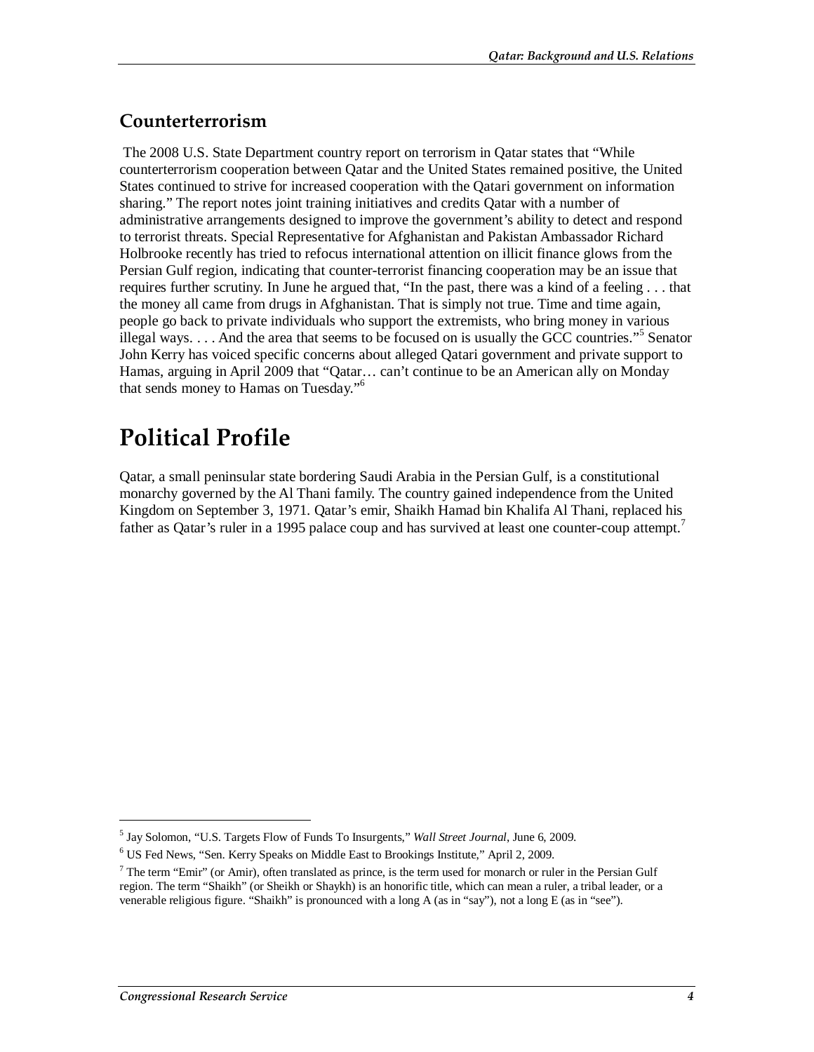## Counterterrorism

The 2008 U.S. State Department country report on terrorism in Qatar states that "While counterterrorism cooperation between Qatar and the United States remained positive, the United States continued to strive for increased cooperation with the Qatari government on information sharing." The report notes joint training initiatives and credits Qatar with a number of administrative arrangements designed to improve the government's ability to detect and respond to terrorist threats. Special Representative for Afghanistan and Pakistan Ambassador Richard Holbrooke recently has tried to refocus international attention on illicit finance glows from the Persian Gulf region, indicating that counter-terrorist financing cooperation may be an issue that requires further scrutiny. In June he argued that, "In the past, there was a kind of a feeling . . . that the money all came from drugs in Afghanistan. That is simply not true. Time and time again, people go back to private individuals who support the extremists, who bring money in various illegal ways. . . . And the area that seems to be focused on is usually the GCC countries."[5] Senator John Kerry has voiced specific concerns about alleged Qatari government and private support to Hamas, arguing in April 2009 that "Qatar… can't continue to be an American ally on Monday that sends money to Hamas on Tuesday."[6]

# Political Profile

Qatar, a small peninsular state bordering Saudi Arabia in the Persian Gulf, is a constitutional monarchy governed by the Al Thani family. The country gained independence from the United Kingdom on September 3, 1971. Qatar's emir, Shaikh Hamad bin Khalifa Al Thani, replaced his father as Qatar's ruler in a 1995 palace coup and has survived at least one counter-coup attempt.[7]

---

[5] Jay Solomon, "U.S. Targets Flow of Funds To Insurgents," *Wall Street Journal*, June 6, 2009.

[6] US Fed News, "Sen. Kerry Speaks on Middle East to Brookings Institute," April 2, 2009.

[7] The term "Emir" (or Amir), often translated as prince, is the term used for monarch or ruler in the Persian Gulf region. The term "Shaikh" (or Sheikh or Shaykh) is an honorific title, which can mean a ruler, a tribal leader, or a venerable religious figure. "Shaikh" is pronounced with a long A (as in "say"), not a long E (as in "see").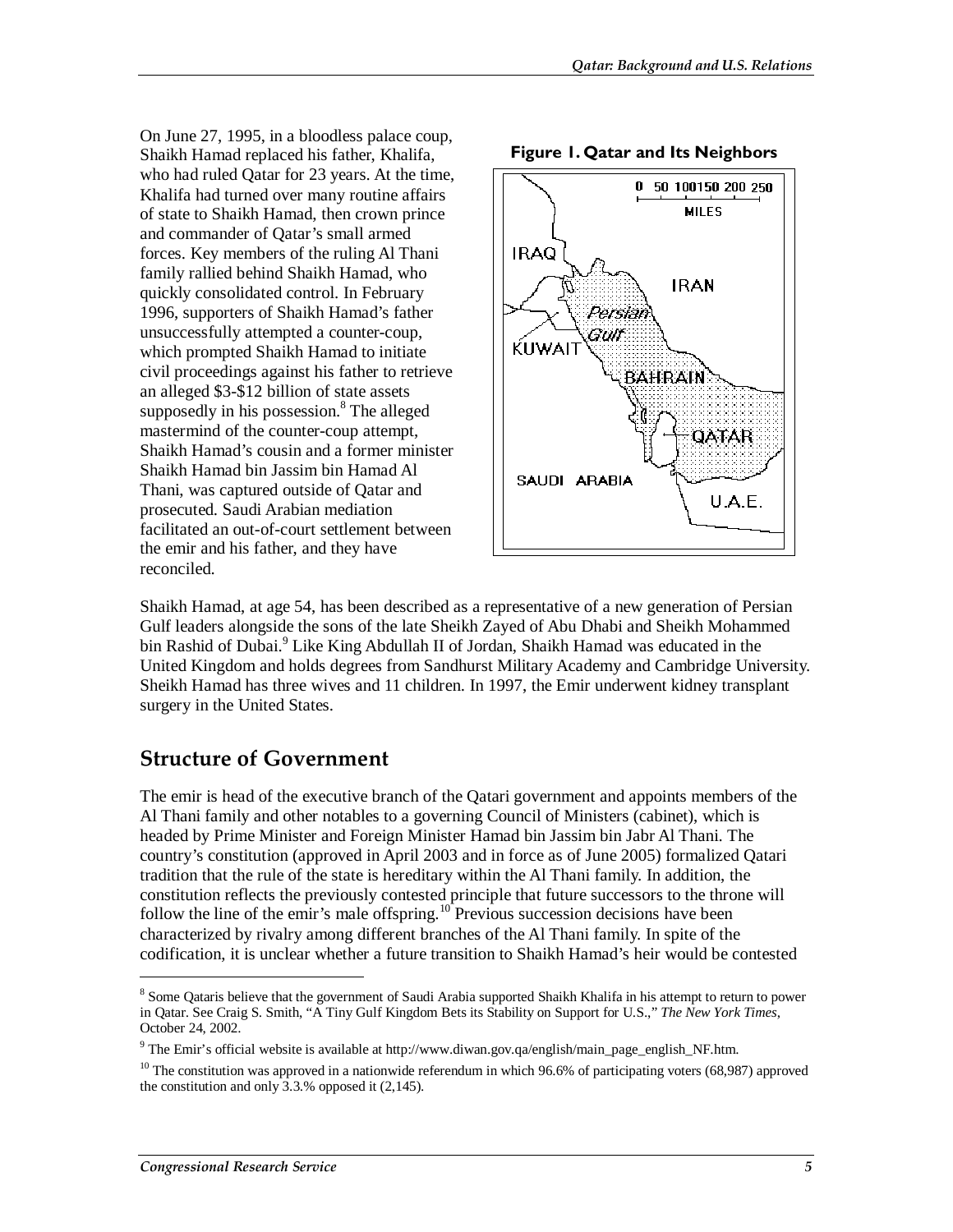On June 27, 1995, in a bloodless palace coup, Shaikh Hamad replaced his father, Khalifa, who had ruled Qatar for 23 years. At the time, Khalifa had turned over many routine affairs of state to Shaikh Hamad, then crown prince and commander of Qatar's small armed forces. Key members of the ruling Al Thani family rallied behind Shaikh Hamad, who quickly consolidated control. In February 1996, supporters of Shaikh Hamad's father unsuccessfully attempted a counter-coup, which prompted Shaikh Hamad to initiate civil proceedings against his father to retrieve an alleged \$3-\$12 billion of state assets supposedly in his possession.[8] The alleged mastermind of the counter-coup attempt, Shaikh Hamad's cousin and a former minister Shaikh Hamad bin Jassim bin Hamad Al Thani, was captured outside of Qatar and prosecuted. Saudi Arabian mediation facilitated an out-of-court settlement between the emir and his father, and they have reconciled.

**Figure 1. Qatar and Its Neighbors**

Shaikh Hamad, at age 54, has been described as a representative of a new generation of Persian Gulf leaders alongside the sons of the late Sheikh Zayed of Abu Dhabi and Sheikh Mohammed bin Rashid of Dubai.[9] Like King Abdullah II of Jordan, Shaikh Hamad was educated in the United Kingdom and holds degrees from Sandhurst Military Academy and Cambridge University. Sheikh Hamad has three wives and 11 children. In 1997, the Emir underwent kidney transplant surgery in the United States.

## Structure of Government

The emir is head of the executive branch of the Qatari government and appoints members of the Al Thani family and other notables to a governing Council of Ministers (cabinet), which is headed by Prime Minister and Foreign Minister Hamad bin Jassim bin Jabr Al Thani. The country's constitution (approved in April 2003 and in force as of June 2005) formalized Qatari tradition that the rule of the state is hereditary within the Al Thani family. In addition, the constitution reflects the previously contested principle that future successors to the throne will follow the line of the emir's male offspring.[10] Previous succession decisions have been characterized by rivalry among different branches of the Al Thani family. In spite of the codification, it is unclear whether a future transition to Shaikh Hamad's heir would be contested

---

[8] Some Qataris believe that the government of Saudi Arabia supported Shaikh Khalifa in his attempt to return to power in Qatar. See Craig S. Smith, "A Tiny Gulf Kingdom Bets its Stability on Support for U.S.," *The New York Times*, October 24, 2002.

[9] The Emir's official website is available at http://www.diwan.gov.qa/english/main_page_english_NF.htm.

[10] The constitution was approved in a nationwide referendum in which 96.6% of participating voters (68,987) approved the constitution and only 3.3.% opposed it (2,145).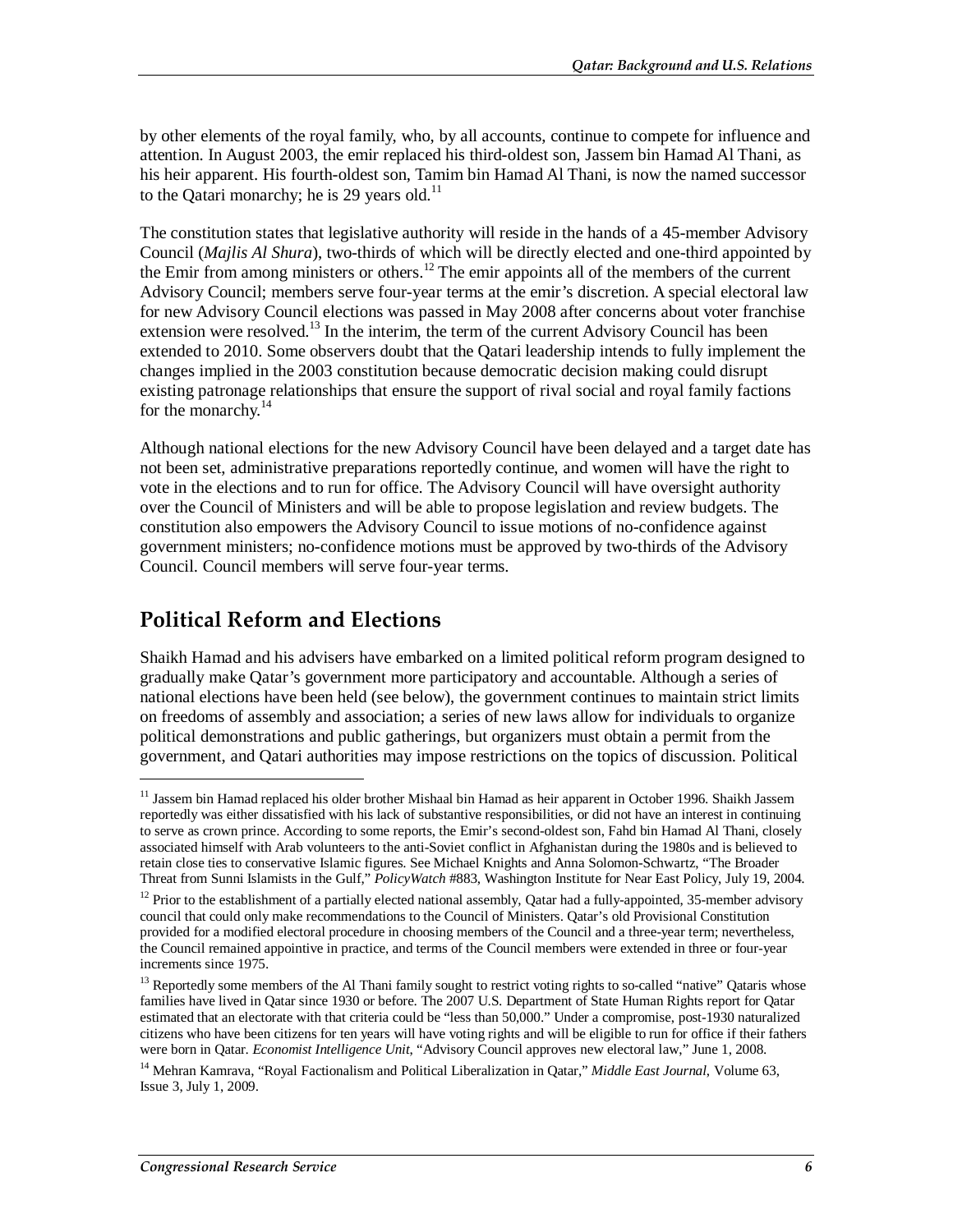by other elements of the royal family, who, by all accounts, continue to compete for influence and attention. In August 2003, the emir replaced his third-oldest son, Jassem bin Hamad Al Thani, as his heir apparent. His fourth-oldest son, Tamim bin Hamad Al Thani, is now the named successor to the Qatari monarchy; he is 29 years old.[11]

The constitution states that legislative authority will reside in the hands of a 45-member Advisory Council (*Majlis Al Shura*), two-thirds of which will be directly elected and one-third appointed by the Emir from among ministers or others.[12] The emir appoints all of the members of the current Advisory Council; members serve four-year terms at the emir's discretion. A special electoral law for new Advisory Council elections was passed in May 2008 after concerns about voter franchise extension were resolved.[13] In the interim, the term of the current Advisory Council has been extended to 2010. Some observers doubt that the Qatari leadership intends to fully implement the changes implied in the 2003 constitution because democratic decision making could disrupt existing patronage relationships that ensure the support of rival social and royal family factions for the monarchy.[14]

Although national elections for the new Advisory Council have been delayed and a target date has not been set, administrative preparations reportedly continue, and women will have the right to vote in the elections and to run for office. The Advisory Council will have oversight authority over the Council of Ministers and will be able to propose legislation and review budgets. The constitution also empowers the Advisory Council to issue motions of no-confidence against government ministers; no-confidence motions must be approved by two-thirds of the Advisory Council. Council members will serve four-year terms.

## Political Reform and Elections

Shaikh Hamad and his advisers have embarked on a limited political reform program designed to gradually make Qatar's government more participatory and accountable. Although a series of national elections have been held (see below), the government continues to maintain strict limits on freedoms of assembly and association; a series of new laws allow for individuals to organize political demonstrations and public gatherings, but organizers must obtain a permit from the government, and Qatari authorities may impose restrictions on the topics of discussion. Political

---

[11] Jassem bin Hamad replaced his older brother Mishaal bin Hamad as heir apparent in October 1996. Shaikh Jassem reportedly was either dissatisfied with his lack of substantive responsibilities, or did not have an interest in continuing to serve as crown prince. According to some reports, the Emir's second-oldest son, Fahd bin Hamad Al Thani, closely associated himself with Arab volunteers to the anti-Soviet conflict in Afghanistan during the 1980s and is believed to retain close ties to conservative Islamic figures. See Michael Knights and Anna Solomon-Schwartz, "The Broader Threat from Sunni Islamists in the Gulf," *PolicyWatch* #883, Washington Institute for Near East Policy, July 19, 2004.

[12] Prior to the establishment of a partially elected national assembly, Qatar had a fully-appointed, 35-member advisory council that could only make recommendations to the Council of Ministers. Qatar's old Provisional Constitution provided for a modified electoral procedure in choosing members of the Council and a three-year term; nevertheless, the Council remained appointive in practice, and terms of the Council members were extended in three or four-year increments since 1975.

[13] Reportedly some members of the Al Thani family sought to restrict voting rights to so-called "native" Qataris whose families have lived in Qatar since 1930 or before. The 2007 U.S. Department of State Human Rights report for Qatar estimated that an electorate with that criteria could be "less than 50,000." Under a compromise, post-1930 naturalized citizens who have been citizens for ten years will have voting rights and will be eligible to run for office if their fathers were born in Qatar. *Economist Intelligence Unit*, "Advisory Council approves new electoral law," June 1, 2008.

[14] Mehran Kamrava, "Royal Factionalism and Political Liberalization in Qatar," *Middle East Journal*, Volume 63, Issue 3, July 1, 2009.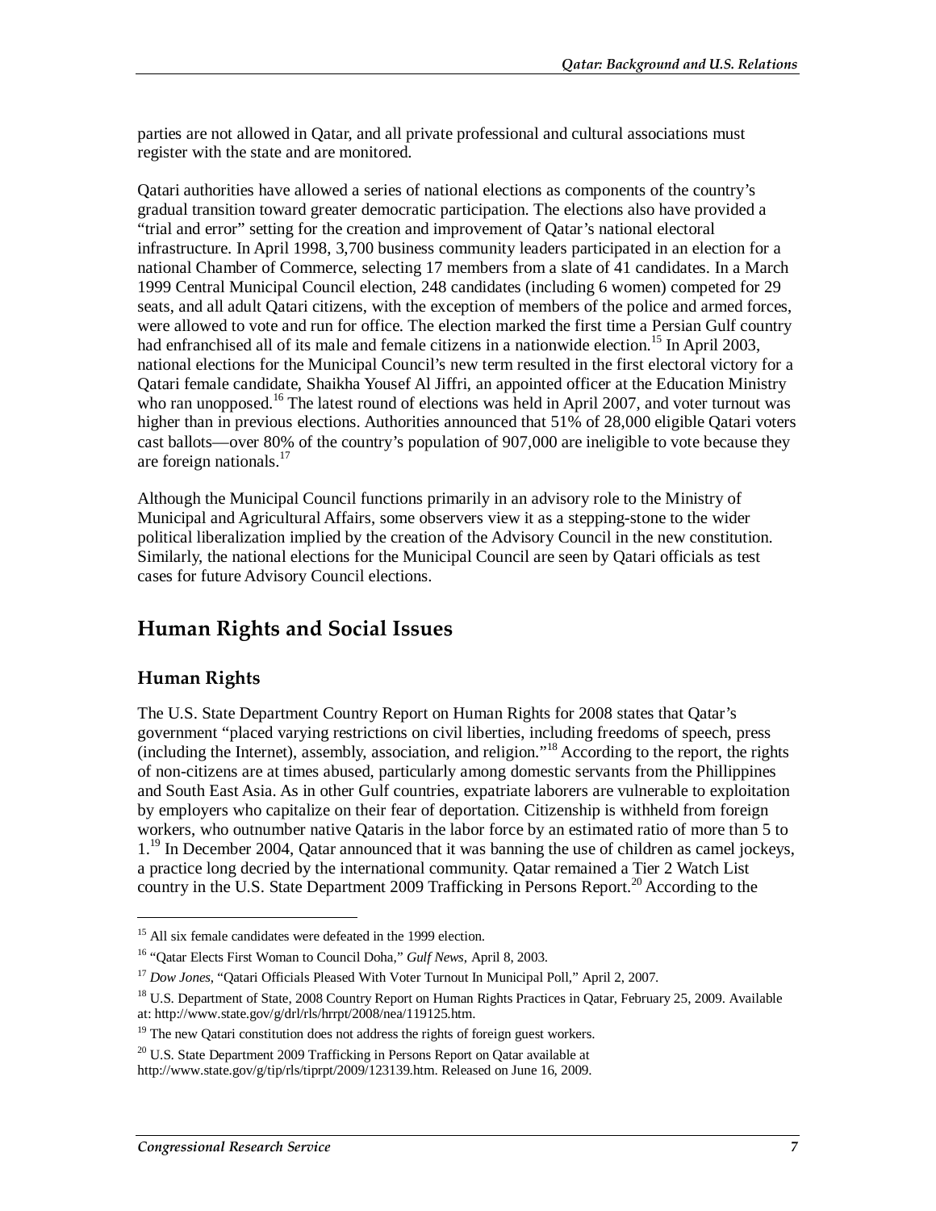parties are not allowed in Qatar, and all private professional and cultural associations must register with the state and are monitored.

Qatari authorities have allowed a series of national elections as components of the country's gradual transition toward greater democratic participation. The elections also have provided a "trial and error" setting for the creation and improvement of Qatar's national electoral infrastructure. In April 1998, 3,700 business community leaders participated in an election for a national Chamber of Commerce, selecting 17 members from a slate of 41 candidates. In a March 1999 Central Municipal Council election, 248 candidates (including 6 women) competed for 29 seats, and all adult Qatari citizens, with the exception of members of the police and armed forces, were allowed to vote and run for office. The election marked the first time a Persian Gulf country had enfranchised all of its male and female citizens in a nationwide election.[15] In April 2003, national elections for the Municipal Council's new term resulted in the first electoral victory for a Qatari female candidate, Shaikha Yousef Al Jiffri, an appointed officer at the Education Ministry who ran unopposed.[16] The latest round of elections was held in April 2007, and voter turnout was higher than in previous elections. Authorities announced that 51% of 28,000 eligible Qatari voters cast ballots—over 80% of the country's population of 907,000 are ineligible to vote because they are foreign nationals.[17]

Although the Municipal Council functions primarily in an advisory role to the Ministry of Municipal and Agricultural Affairs, some observers view it as a stepping-stone to the wider political liberalization implied by the creation of the Advisory Council in the new constitution. Similarly, the national elections for the Municipal Council are seen by Qatari officials as test cases for future Advisory Council elections.

## Human Rights and Social Issues

### Human Rights

The U.S. State Department Country Report on Human Rights for 2008 states that Qatar's government "placed varying restrictions on civil liberties, including freedoms of speech, press (including the Internet), assembly, association, and religion."[18] According to the report, the rights of non-citizens are at times abused, particularly among domestic servants from the Phillippines and South East Asia. As in other Gulf countries, expatriate laborers are vulnerable to exploitation by employers who capitalize on their fear of deportation. Citizenship is withheld from foreign workers, who outnumber native Qataris in the labor force by an estimated ratio of more than 5 to 1.[19] In December 2004, Qatar announced that it was banning the use of children as camel jockeys, a practice long decried by the international community. Qatar remained a Tier 2 Watch List country in the U.S. State Department 2009 Trafficking in Persons Report.[20] According to the

---

[15] All six female candidates were defeated in the 1999 election.

[16] "Qatar Elects First Woman to Council Doha," *Gulf News*, April 8, 2003.

[17] *Dow Jones*, "Qatari Officials Pleased With Voter Turnout In Municipal Poll," April 2, 2007.

[18] U.S. Department of State, 2008 Country Report on Human Rights Practices in Qatar, February 25, 2009. Available at: http://www.state.gov/g/drl/rls/hrrpt/2008/nea/119125.htm.

[19] The new Qatari constitution does not address the rights of foreign guest workers.

[20] U.S. State Department 2009 Trafficking in Persons Report on Qatar available at http://www.state.gov/g/tip/rls/tiprpt/2009/123139.htm. Released on June 16, 2009.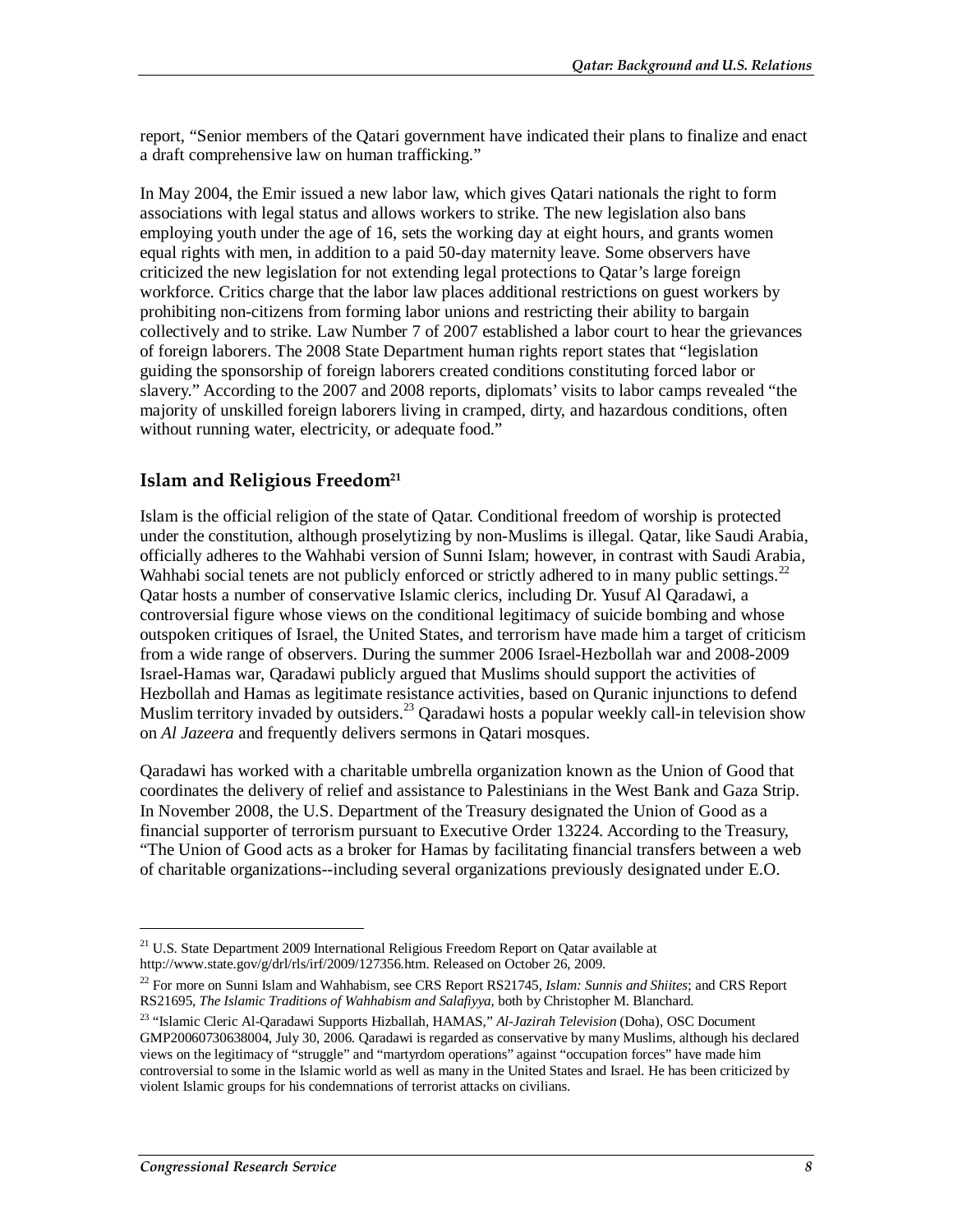report, "Senior members of the Qatari government have indicated their plans to finalize and enact a draft comprehensive law on human trafficking."

In May 2004, the Emir issued a new labor law, which gives Qatari nationals the right to form associations with legal status and allows workers to strike. The new legislation also bans employing youth under the age of 16, sets the working day at eight hours, and grants women equal rights with men, in addition to a paid 50-day maternity leave. Some observers have criticized the new legislation for not extending legal protections to Qatar's large foreign workforce. Critics charge that the labor law places additional restrictions on guest workers by prohibiting non-citizens from forming labor unions and restricting their ability to bargain collectively and to strike. Law Number 7 of 2007 established a labor court to hear the grievances of foreign laborers. The 2008 State Department human rights report states that "legislation guiding the sponsorship of foreign laborers created conditions constituting forced labor or slavery." According to the 2007 and 2008 reports, diplomats' visits to labor camps revealed "the majority of unskilled foreign laborers living in cramped, dirty, and hazardous conditions, often without running water, electricity, or adequate food."

## Islam and Religious Freedom[21]

Islam is the official religion of the state of Qatar. Conditional freedom of worship is protected under the constitution, although proselytizing by non-Muslims is illegal. Qatar, like Saudi Arabia, officially adheres to the Wahhabi version of Sunni Islam; however, in contrast with Saudi Arabia, Wahhabi social tenets are not publicly enforced or strictly adhered to in many public settings.[22] Qatar hosts a number of conservative Islamic clerics, including Dr. Yusuf Al Qaradawi, a controversial figure whose views on the conditional legitimacy of suicide bombing and whose outspoken critiques of Israel, the United States, and terrorism have made him a target of criticism from a wide range of observers. During the summer 2006 Israel-Hezbollah war and 2008-2009 Israel-Hamas war, Qaradawi publicly argued that Muslims should support the activities of Hezbollah and Hamas as legitimate resistance activities, based on Quranic injunctions to defend Muslim territory invaded by outsiders.[23] Qaradawi hosts a popular weekly call-in television show on *Al Jazeera* and frequently delivers sermons in Qatari mosques.

Qaradawi has worked with a charitable umbrella organization known as the Union of Good that coordinates the delivery of relief and assistance to Palestinians in the West Bank and Gaza Strip. In November 2008, the U.S. Department of the Treasury designated the Union of Good as a financial supporter of terrorism pursuant to Executive Order 13224. According to the Treasury, "The Union of Good acts as a broker for Hamas by facilitating financial transfers between a web of charitable organizations--including several organizations previously designated under E.O.

---

[21] U.S. State Department 2009 International Religious Freedom Report on Qatar available at http://www.state.gov/g/drl/rls/irf/2009/127356.htm. Released on October 26, 2009.

[22] For more on Sunni Islam and Wahhabism, see CRS Report RS21745, *Islam: Sunnis and Shiites*; and CRS Report RS21695, *The Islamic Traditions of Wahhabism and Salafiyya*, both by Christopher M. Blanchard.

[23] "Islamic Cleric Al-Qaradawi Supports Hizballah, HAMAS," *Al-Jazirah Television* (Doha), OSC Document GMP20060730638004, July 30, 2006. Qaradawi is regarded as conservative by many Muslims, although his declared views on the legitimacy of "struggle" and "martyrdom operations" against "occupation forces" have made him controversial to some in the Islamic world as well as many in the United States and Israel. He has been criticized by violent Islamic groups for his condemnations of terrorist attacks on civilians.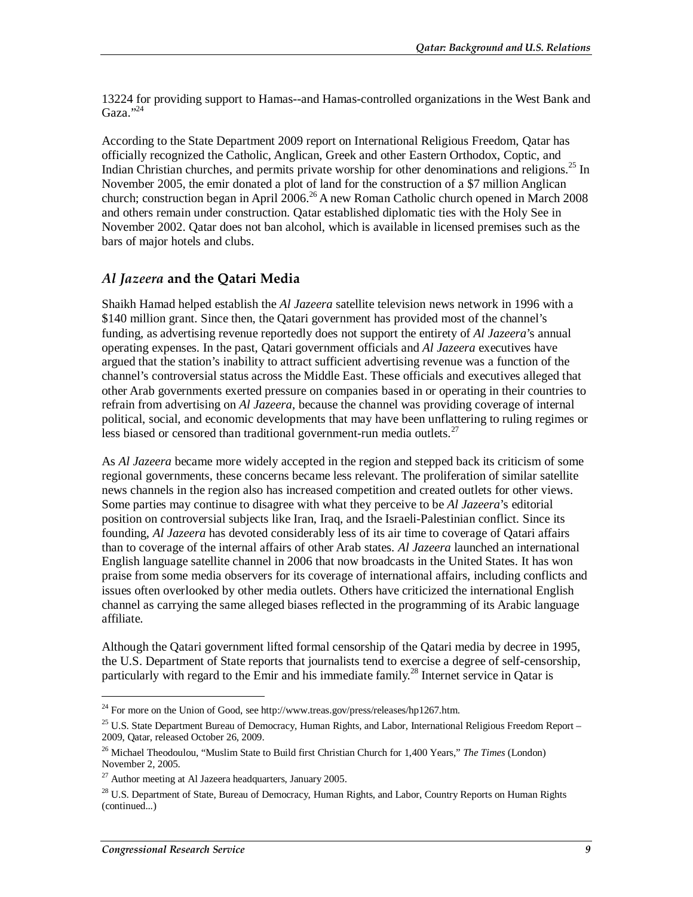13224 for providing support to Hamas--and Hamas-controlled organizations in the West Bank and Gaza."[24]

According to the State Department 2009 report on International Religious Freedom, Qatar has officially recognized the Catholic, Anglican, Greek and other Eastern Orthodox, Coptic, and Indian Christian churches, and permits private worship for other denominations and religions.[25] In November 2005, the emir donated a plot of land for the construction of a $7 million Anglican church; construction began in April 2006.[26] A new Roman Catholic church opened in March 2008 and others remain under construction. Qatar established diplomatic ties with the Holy See in November 2002. Qatar does not ban alcohol, which is available in licensed premises such as the bars of major hotels and clubs.

### *Al Jazeera* and the Qatari Media

Shaikh Hamad helped establish the *Al Jazeera* satellite television news network in 1996 with a $140 million grant. Since then, the Qatari government has provided most of the channel's funding, as advertising revenue reportedly does not support the entirety of *Al Jazeera*'s annual operating expenses. In the past, Qatari government officials and *Al Jazeera* executives have argued that the station's inability to attract sufficient advertising revenue was a function of the channel's controversial status across the Middle East. These officials and executives alleged that other Arab governments exerted pressure on companies based in or operating in their countries to refrain from advertising on *Al Jazeera*, because the channel was providing coverage of internal political, social, and economic developments that may have been unflattering to ruling regimes or less biased or censored than traditional government-run media outlets.[27]

As *Al Jazeera* became more widely accepted in the region and stepped back its criticism of some regional governments, these concerns became less relevant. The proliferation of similar satellite news channels in the region also has increased competition and created outlets for other views. Some parties may continue to disagree with what they perceive to be *Al Jazeera*'s editorial position on controversial subjects like Iran, Iraq, and the Israeli-Palestinian conflict. Since its founding, *Al Jazeera* has devoted considerably less of its air time to coverage of Qatari affairs than to coverage of the internal affairs of other Arab states. *Al Jazeera* launched an international English language satellite channel in 2006 that now broadcasts in the United States. It has won praise from some media observers for its coverage of international affairs, including conflicts and issues often overlooked by other media outlets. Others have criticized the international English channel as carrying the same alleged biases reflected in the programming of its Arabic language affiliate.

Although the Qatari government lifted formal censorship of the Qatari media by decree in 1995, the U.S. Department of State reports that journalists tend to exercise a degree of self-censorship, particularly with regard to the Emir and his immediate family.[28] Internet service in Qatar is

---

[24] For more on the Union of Good, see http://www.treas.gov/press/releases/hp1267.htm.

[25] U.S. State Department Bureau of Democracy, Human Rights, and Labor, International Religious Freedom Report – 2009, Qatar, released October 26, 2009.

[26] Michael Theodoulou, "Muslim State to Build first Christian Church for 1,400 Years," *The Times* (London) November 2, 2005.

[27] Author meeting at Al Jazeera headquarters, January 2005.

[28] U.S. Department of State, Bureau of Democracy, Human Rights, and Labor, Country Reports on Human Rights (continued...)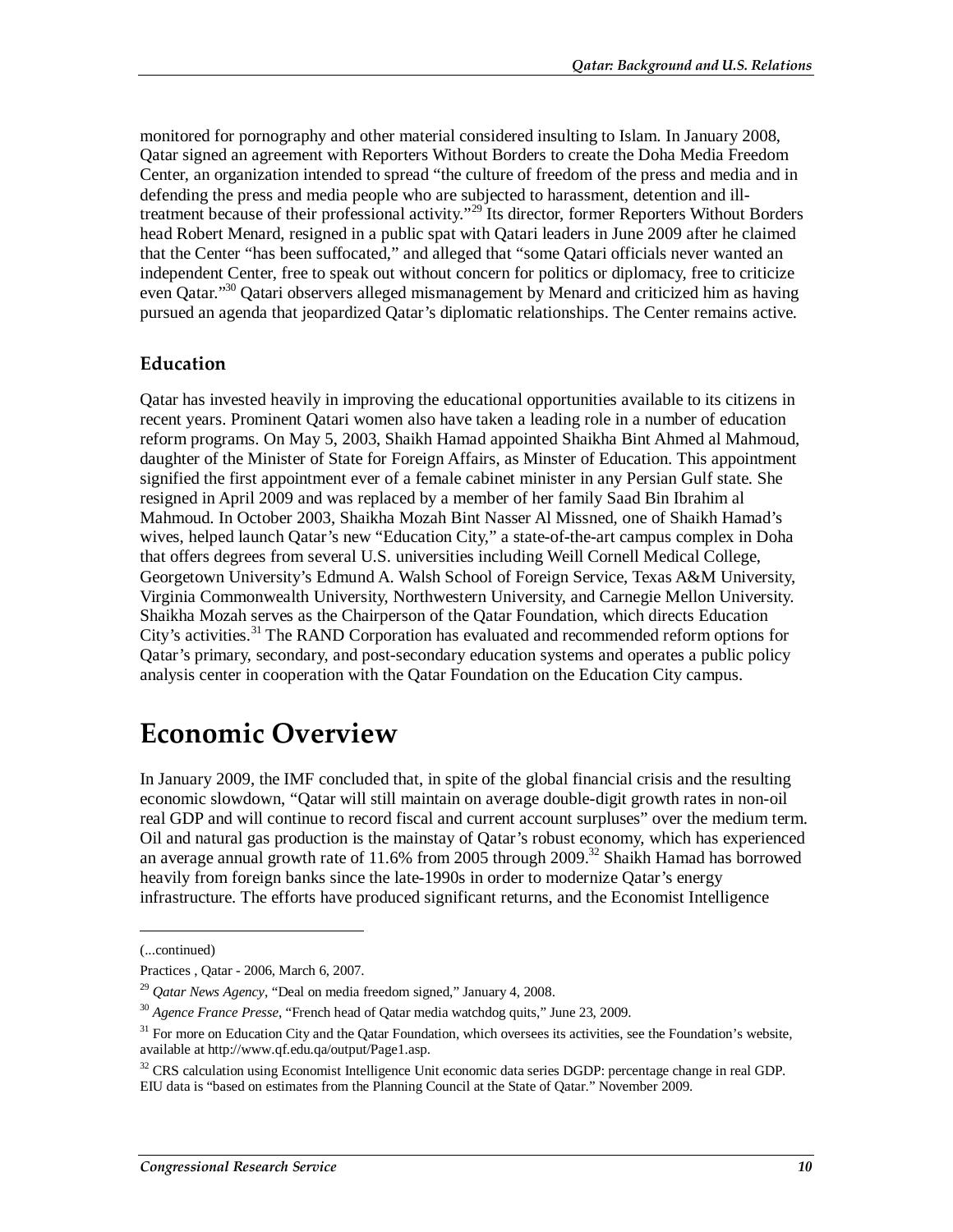monitored for pornography and other material considered insulting to Islam. In January 2008, Qatar signed an agreement with Reporters Without Borders to create the Doha Media Freedom Center, an organization intended to spread "the culture of freedom of the press and media and in defending the press and media people who are subjected to harassment, detention and ill-treatment because of their professional activity."[29] Its director, former Reporters Without Borders head Robert Menard, resigned in a public spat with Qatari leaders in June 2009 after he claimed that the Center "has been suffocated," and alleged that "some Qatari officials never wanted an independent Center, free to speak out without concern for politics or diplomacy, free to criticize even Qatar."[30] Qatari observers alleged mismanagement by Menard and criticized him as having pursued an agenda that jeopardized Qatar's diplomatic relationships. The Center remains active.

### Education

Qatar has invested heavily in improving the educational opportunities available to its citizens in recent years. Prominent Qatari women also have taken a leading role in a number of education reform programs. On May 5, 2003, Shaikh Hamad appointed Shaikha Bint Ahmed al Mahmoud, daughter of the Minister of State for Foreign Affairs, as Minster of Education. This appointment signified the first appointment ever of a female cabinet minister in any Persian Gulf state. She resigned in April 2009 and was replaced by a member of her family Saad Bin Ibrahim al Mahmoud. In October 2003, Shaikha Mozah Bint Nasser Al Missned, one of Shaikh Hamad's wives, helped launch Qatar's new "Education City," a state-of-the-art campus complex in Doha that offers degrees from several U.S. universities including Weill Cornell Medical College, Georgetown University's Edmund A. Walsh School of Foreign Service, Texas A&M University, Virginia Commonwealth University, Northwestern University, and Carnegie Mellon University. Shaikha Mozah serves as the Chairperson of the Qatar Foundation, which directs Education City's activities.[31] The RAND Corporation has evaluated and recommended reform options for Qatar's primary, secondary, and post-secondary education systems and operates a public policy analysis center in cooperation with the Qatar Foundation on the Education City campus.

# Economic Overview

In January 2009, the IMF concluded that, in spite of the global financial crisis and the resulting economic slowdown, "Qatar will still maintain on average double-digit growth rates in non-oil real GDP and will continue to record fiscal and current account surpluses" over the medium term. Oil and natural gas production is the mainstay of Qatar's robust economy, which has experienced an average annual growth rate of 11.6% from 2005 through 2009.[32] Shaikh Hamad has borrowed heavily from foreign banks since the late-1990s in order to modernize Qatar's energy infrastructure. The efforts have produced significant returns, and the Economist Intelligence

---

(...continued)

Practices , Qatar - 2006, March 6, 2007.

[29] *Qatar News Agency*, "Deal on media freedom signed," January 4, 2008.

[30] *Agence France Presse*, "French head of Qatar media watchdog quits," June 23, 2009.

[31] For more on Education City and the Qatar Foundation, which oversees its activities, see the Foundation's website, available at http://www.qf.edu.qa/output/Page1.asp.

[32] CRS calculation using Economist Intelligence Unit economic data series DGDP: percentage change in real GDP. EIU data is "based on estimates from the Planning Council at the State of Qatar." November 2009.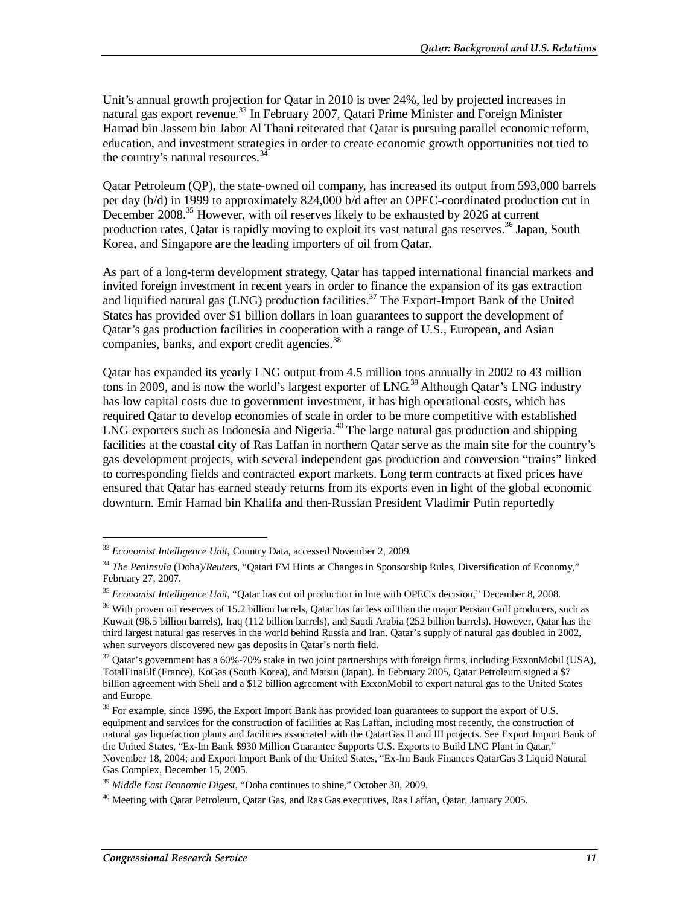Unit's annual growth projection for Qatar in 2010 is over 24%, led by projected increases in natural gas export revenue.[33] In February 2007, Qatari Prime Minister and Foreign Minister Hamad bin Jassem bin Jabor Al Thani reiterated that Qatar is pursuing parallel economic reform, education, and investment strategies in order to create economic growth opportunities not tied to the country's natural resources.[34]

Qatar Petroleum (QP), the state-owned oil company, has increased its output from 593,000 barrels per day (b/d) in 1999 to approximately 824,000 b/d after an OPEC-coordinated production cut in December 2008.[35] However, with oil reserves likely to be exhausted by 2026 at current production rates, Qatar is rapidly moving to exploit its vast natural gas reserves.[36] Japan, South Korea, and Singapore are the leading importers of oil from Qatar.

As part of a long-term development strategy, Qatar has tapped international financial markets and invited foreign investment in recent years in order to finance the expansion of its gas extraction and liquified natural gas (LNG) production facilities.[37] The Export-Import Bank of the United States has provided over $1 billion dollars in loan guarantees to support the development of Qatar's gas production facilities in cooperation with a range of U.S., European, and Asian companies, banks, and export credit agencies.[38]

Qatar has expanded its yearly LNG output from 4.5 million tons annually in 2002 to 43 million tons in 2009, and is now the world's largest exporter of LNG.[39] Although Qatar's LNG industry has low capital costs due to government investment, it has high operational costs, which has required Qatar to develop economies of scale in order to be more competitive with established LNG exporters such as Indonesia and Nigeria.[40] The large natural gas production and shipping facilities at the coastal city of Ras Laffan in northern Qatar serve as the main site for the country's gas development projects, with several independent gas production and conversion "trains" linked to corresponding fields and contracted export markets. Long term contracts at fixed prices have ensured that Qatar has earned steady returns from its exports even in light of the global economic downturn. Emir Hamad bin Khalifa and then-Russian President Vladimir Putin reportedly

---

[33] *Economist Intelligence Unit*, Country Data, accessed November 2, 2009.

[34] *The Peninsula* (Doha)/*Reuters*, "Qatari FM Hints at Changes in Sponsorship Rules, Diversification of Economy," February 27, 2007.

[35] *Economist Intelligence Unit*, "Qatar has cut oil production in line with OPEC's decision," December 8, 2008.

[36] With proven oil reserves of 15.2 billion barrels, Qatar has far less oil than the major Persian Gulf producers, such as Kuwait (96.5 billion barrels), Iraq (112 billion barrels), and Saudi Arabia (252 billion barrels). However, Qatar has the third largest natural gas reserves in the world behind Russia and Iran. Qatar's supply of natural gas doubled in 2002, when surveyors discovered new gas deposits in Qatar's north field.

[37] Qatar's government has a 60%-70% stake in two joint partnerships with foreign firms, including ExxonMobil (USA), TotalFinaElf (France), KoGas (South Korea), and Matsui (Japan). In February 2005, Qatar Petroleum signed a $7 billion agreement with Shell and a $12 billion agreement with ExxonMobil to export natural gas to the United States and Europe.

[38] For example, since 1996, the Export Import Bank has provided loan guarantees to support the export of U.S. equipment and services for the construction of facilities at Ras Laffan, including most recently, the construction of natural gas liquefaction plants and facilities associated with the QatarGas II and III projects. See Export Import Bank of the United States, "Ex-Im Bank $930 Million Guarantee Supports U.S. Exports to Build LNG Plant in Qatar," November 18, 2004; and Export Import Bank of the United States, "Ex-Im Bank Finances QatarGas 3 Liquid Natural Gas Complex, December 15, 2005.

[39] *Middle East Economic Digest*, "Doha continues to shine," October 30, 2009.

[40] Meeting with Qatar Petroleum, Qatar Gas, and Ras Gas executives, Ras Laffan, Qatar, January 2005.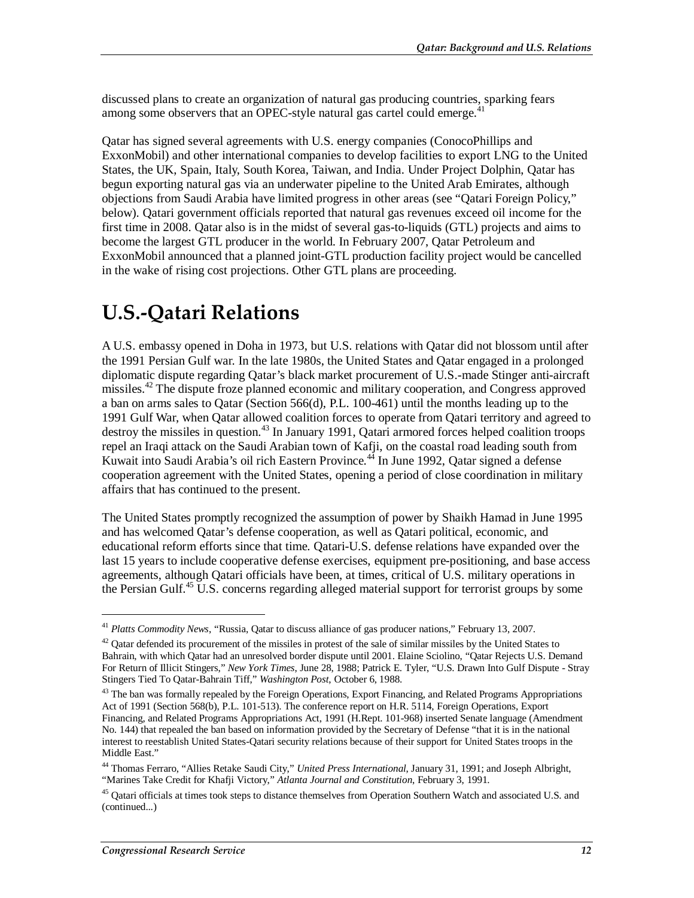discussed plans to create an organization of natural gas producing countries, sparking fears among some observers that an OPEC-style natural gas cartel could emerge.[41]

Qatar has signed several agreements with U.S. energy companies (ConocoPhillips and ExxonMobil) and other international companies to develop facilities to export LNG to the United States, the UK, Spain, Italy, South Korea, Taiwan, and India. Under Project Dolphin, Qatar has begun exporting natural gas via an underwater pipeline to the United Arab Emirates, although objections from Saudi Arabia have limited progress in other areas (see "Qatari Foreign Policy," below). Qatari government officials reported that natural gas revenues exceed oil income for the first time in 2008. Qatar also is in the midst of several gas-to-liquids (GTL) projects and aims to become the largest GTL producer in the world. In February 2007, Qatar Petroleum and ExxonMobil announced that a planned joint-GTL production facility project would be cancelled in the wake of rising cost projections. Other GTL plans are proceeding.

# U.S.-Qatari Relations

A U.S. embassy opened in Doha in 1973, but U.S. relations with Qatar did not blossom until after the 1991 Persian Gulf war. In the late 1980s, the United States and Qatar engaged in a prolonged diplomatic dispute regarding Qatar's black market procurement of U.S.-made Stinger anti-aircraft missiles.[42] The dispute froze planned economic and military cooperation, and Congress approved a ban on arms sales to Qatar (Section 566(d), P.L. 100-461) until the months leading up to the 1991 Gulf War, when Qatar allowed coalition forces to operate from Qatari territory and agreed to destroy the missiles in question.[43] In January 1991, Qatari armored forces helped coalition troops repel an Iraqi attack on the Saudi Arabian town of Kafji, on the coastal road leading south from Kuwait into Saudi Arabia's oil rich Eastern Province.[44] In June 1992, Qatar signed a defense cooperation agreement with the United States, opening a period of close coordination in military affairs that has continued to the present.

The United States promptly recognized the assumption of power by Shaikh Hamad in June 1995 and has welcomed Qatar's defense cooperation, as well as Qatari political, economic, and educational reform efforts since that time. Qatari-U.S. defense relations have expanded over the last 15 years to include cooperative defense exercises, equipment pre-positioning, and base access agreements, although Qatari officials have been, at times, critical of U.S. military operations in the Persian Gulf.[45] U.S. concerns regarding alleged material support for terrorist groups by some

---

[41] *Platts Commodity News*, "Russia, Qatar to discuss alliance of gas producer nations," February 13, 2007.

[42] Qatar defended its procurement of the missiles in protest of the sale of similar missiles by the United States to Bahrain, with which Qatar had an unresolved border dispute until 2001. Elaine Sciolino, "Qatar Rejects U.S. Demand For Return of Illicit Stingers," *New York Times*, June 28, 1988; Patrick E. Tyler, "U.S. Drawn Into Gulf Dispute - Stray Stingers Tied To Qatar-Bahrain Tiff," *Washington Post*, October 6, 1988.

[43] The ban was formally repealed by the Foreign Operations, Export Financing, and Related Programs Appropriations Act of 1991 (Section 568(b), P.L. 101-513). The conference report on H.R. 5114, Foreign Operations, Export Financing, and Related Programs Appropriations Act, 1991 (H.Rept. 101-968) inserted Senate language (Amendment No. 144) that repealed the ban based on information provided by the Secretary of Defense "that it is in the national interest to reestablish United States-Qatari security relations because of their support for United States troops in the Middle East."

[44] Thomas Ferraro, "Allies Retake Saudi City," *United Press International*, January 31, 1991; and Joseph Albright, "Marines Take Credit for Khafji Victory," *Atlanta Journal and Constitution*, February 3, 1991.

[45] Qatari officials at times took steps to distance themselves from Operation Southern Watch and associated U.S. and (continued...)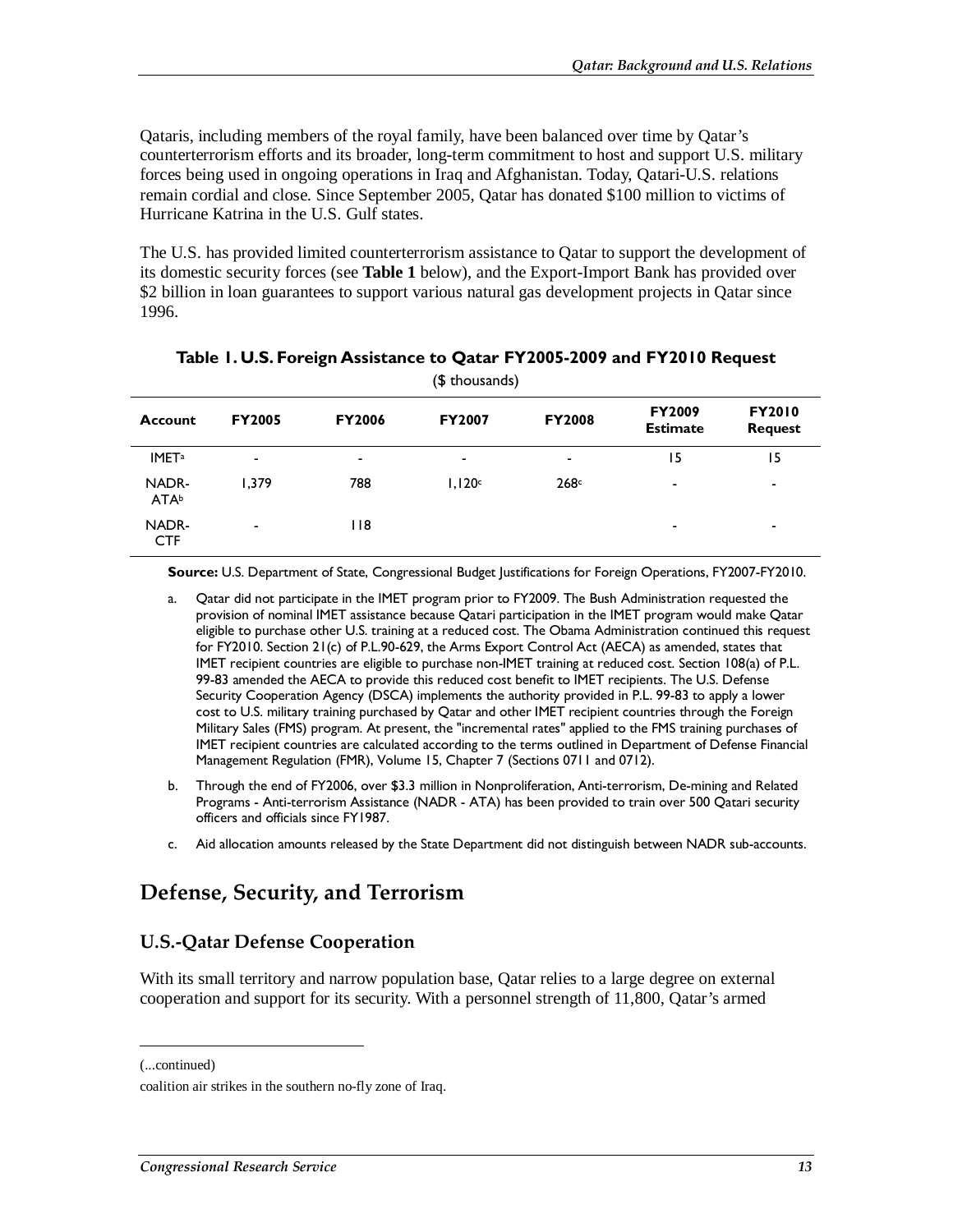Qataris, including members of the royal family, have been balanced over time by Qatar's counterterrorism efforts and its broader, long-term commitment to host and support U.S. military forces being used in ongoing operations in Iraq and Afghanistan. Today, Qatari-U.S. relations remain cordial and close. Since September 2005, Qatar has donated $100 million to victims of Hurricane Katrina in the U.S. Gulf states.

The U.S. has provided limited counterterrorism assistance to Qatar to support the development of its domestic security forces (see **Table 1** below), and the Export-Import Bank has provided over $2 billion in loan guarantees to support various natural gas development projects in Qatar since 1996.

**Table 1. U.S. Foreign Assistance to Qatar FY2005-2009 and FY2010 Request**

($ thousands)

| Account | FY2005 | FY2006 | FY2007 | FY2008 | FY2009 Estimate | FY2010 Request |
|---|---|---|---|---|---|---|
| IMET[a] | - | - | - | - | 15 | 15 |
| NADR-ATA[b] | 1,379 | 788 | 1,120[c] | 268[c] | - | - |
| NADR-CTF | - | 118 | | | - | - |

**Source:** U.S. Department of State, Congressional Budget Justifications for Foreign Operations, FY2007-FY2010.

a. Qatar did not participate in the IMET program prior to FY2009. The Bush Administration requested the provision of nominal IMET assistance because Qatari participation in the IMET program would make Qatar eligible to purchase other U.S. training at a reduced cost. The Obama Administration continued this request for FY2010. Section 21(c) of P.L.90-629, the Arms Export Control Act (AECA) as amended, states that IMET recipient countries are eligible to purchase non-IMET training at reduced cost. Section 108(a) of P.L. 99-83 amended the AECA to provide this reduced cost benefit to IMET recipients. The U.S. Defense Security Cooperation Agency (DSCA) implements the authority provided in P.L. 99-83 to apply a lower cost to U.S. military training purchased by Qatar and other IMET recipient countries through the Foreign Military Sales (FMS) program. At present, the "incremental rates" applied to the FMS training purchases of IMET recipient countries are calculated according to the terms outlined in Department of Defense Financial Management Regulation (FMR), Volume 15, Chapter 7 (Sections 0711 and 0712).

b. Through the end of FY2006, over $3.3 million in Nonproliferation, Anti-terrorism, De-mining and Related Programs - Anti-terrorism Assistance (NADR - ATA) has been provided to train over 500 Qatari security officers and officials since FY1987.

c. Aid allocation amounts released by the State Department did not distinguish between NADR sub-accounts.

## Defense, Security, and Terrorism

### U.S.-Qatar Defense Cooperation

With its small territory and narrow population base, Qatar relies to a large degree on external cooperation and support for its security. With a personnel strength of 11,800, Qatar's armed

(...continued)

coalition air strikes in the southern no-fly zone of Iraq.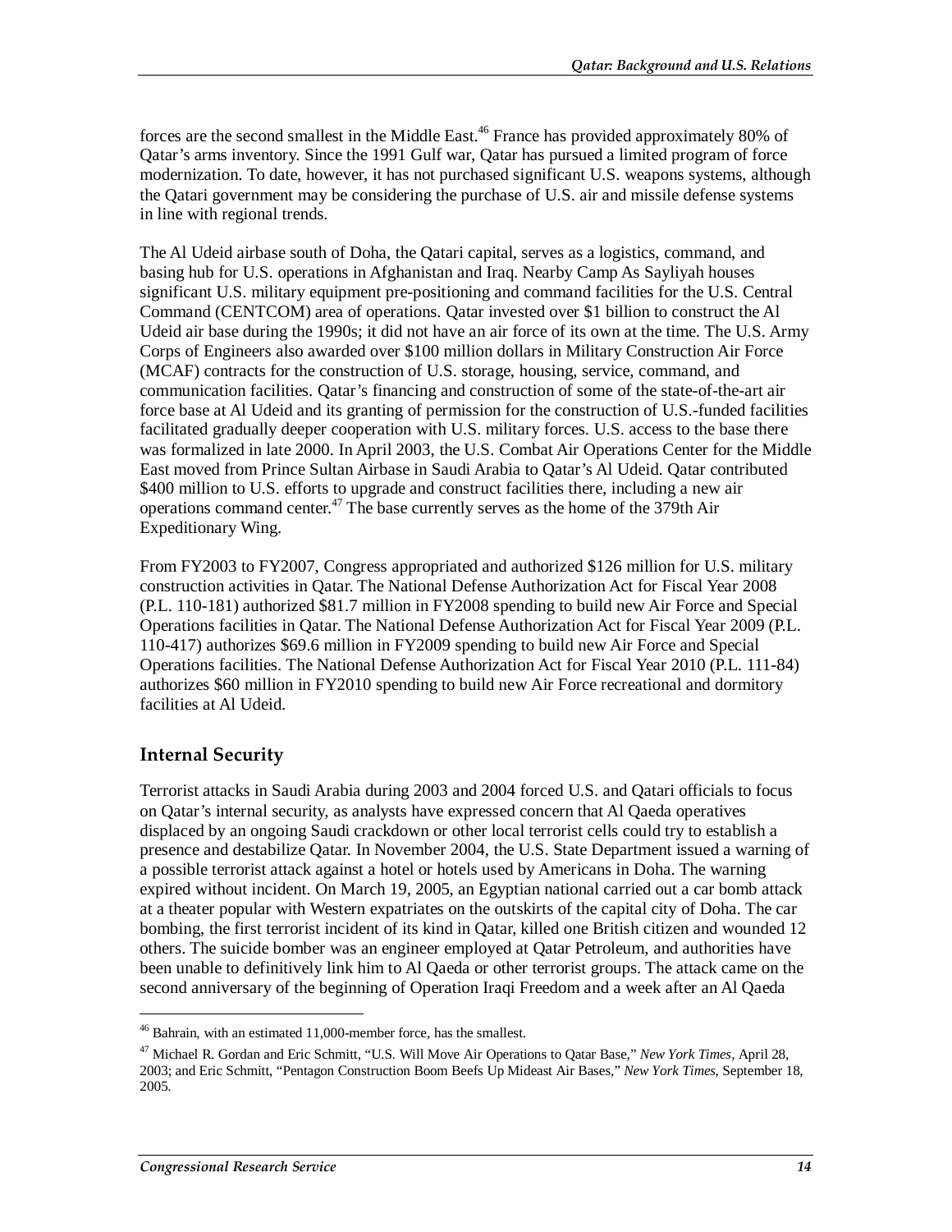forces are the second smallest in the Middle East.[46] France has provided approximately 80% of Qatar's arms inventory. Since the 1991 Gulf war, Qatar has pursued a limited program of force modernization. To date, however, it has not purchased significant U.S. weapons systems, although the Qatari government may be considering the purchase of U.S. air and missile defense systems in line with regional trends.

The Al Udeid airbase south of Doha, the Qatari capital, serves as a logistics, command, and basing hub for U.S. operations in Afghanistan and Iraq. Nearby Camp As Sayliyah houses significant U.S. military equipment pre-positioning and command facilities for the U.S. Central Command (CENTCOM) area of operations. Qatar invested over $1 billion to construct the Al Udeid air base during the 1990s; it did not have an air force of its own at the time. The U.S. Army Corps of Engineers also awarded over $100 million dollars in Military Construction Air Force (MCAF) contracts for the construction of U.S. storage, housing, service, command, and communication facilities. Qatar's financing and construction of some of the state-of-the-art air force base at Al Udeid and its granting of permission for the construction of U.S.-funded facilities facilitated gradually deeper cooperation with U.S. military forces. U.S. access to the base there was formalized in late 2000. In April 2003, the U.S. Combat Air Operations Center for the Middle East moved from Prince Sultan Airbase in Saudi Arabia to Qatar's Al Udeid. Qatar contributed $400 million to U.S. efforts to upgrade and construct facilities there, including a new air operations command center.[47] The base currently serves as the home of the 379th Air Expeditionary Wing.

From FY2003 to FY2007, Congress appropriated and authorized $126 million for U.S. military construction activities in Qatar. The National Defense Authorization Act for Fiscal Year 2008 (P.L. 110-181) authorized $81.7 million in FY2008 spending to build new Air Force and Special Operations facilities in Qatar. The National Defense Authorization Act for Fiscal Year 2009 (P.L. 110-417) authorizes $69.6 million in FY2009 spending to build new Air Force and Special Operations facilities. The National Defense Authorization Act for Fiscal Year 2010 (P.L. 111-84) authorizes $60 million in FY2010 spending to build new Air Force recreational and dormitory facilities at Al Udeid.

## Internal Security

Terrorist attacks in Saudi Arabia during 2003 and 2004 forced U.S. and Qatari officials to focus on Qatar's internal security, as analysts have expressed concern that Al Qaeda operatives displaced by an ongoing Saudi crackdown or other local terrorist cells could try to establish a presence and destabilize Qatar. In November 2004, the U.S. State Department issued a warning of a possible terrorist attack against a hotel or hotels used by Americans in Doha. The warning expired without incident. On March 19, 2005, an Egyptian national carried out a car bomb attack at a theater popular with Western expatriates on the outskirts of the capital city of Doha. The car bombing, the first terrorist incident of its kind in Qatar, killed one British citizen and wounded 12 others. The suicide bomber was an engineer employed at Qatar Petroleum, and authorities have been unable to definitively link him to Al Qaeda or other terrorist groups. The attack came on the second anniversary of the beginning of Operation Iraqi Freedom and a week after an Al Qaeda

---

[46] Bahrain, with an estimated 11,000-member force, has the smallest.

[47] Michael R. Gordan and Eric Schmitt, "U.S. Will Move Air Operations to Qatar Base," *New York Times*, April 28, 2003; and Eric Schmitt, "Pentagon Construction Boom Beefs Up Mideast Air Bases," *New York Times*, September 18, 2005.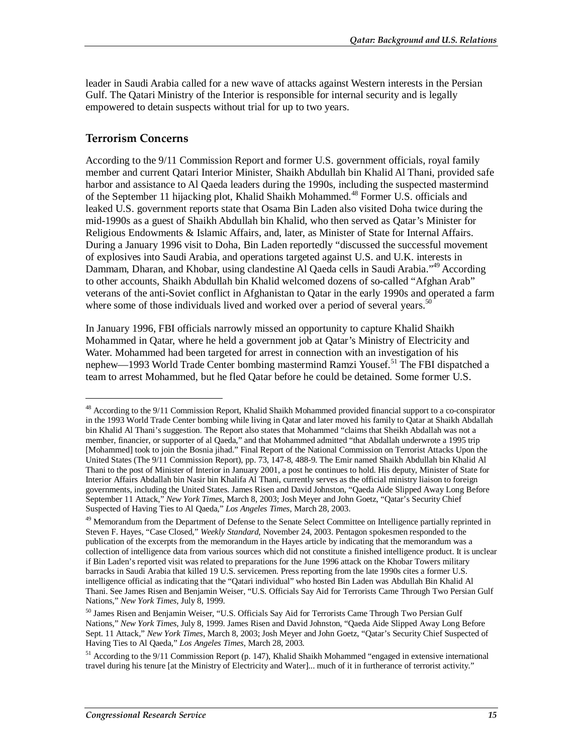leader in Saudi Arabia called for a new wave of attacks against Western interests in the Persian Gulf. The Qatari Ministry of the Interior is responsible for internal security and is legally empowered to detain suspects without trial for up to two years.

## Terrorism Concerns

According to the 9/11 Commission Report and former U.S. government officials, royal family member and current Qatari Interior Minister, Shaikh Abdullah bin Khalid Al Thani, provided safe harbor and assistance to Al Qaeda leaders during the 1990s, including the suspected mastermind of the September 11 hijacking plot, Khalid Shaikh Mohammed.[48] Former U.S. officials and leaked U.S. government reports state that Osama Bin Laden also visited Doha twice during the mid-1990s as a guest of Shaikh Abdullah bin Khalid, who then served as Qatar's Minister for Religious Endowments & Islamic Affairs, and, later, as Minister of State for Internal Affairs. During a January 1996 visit to Doha, Bin Laden reportedly "discussed the successful movement of explosives into Saudi Arabia, and operations targeted against U.S. and U.K. interests in Dammam, Dharan, and Khobar, using clandestine Al Qaeda cells in Saudi Arabia."[49] According to other accounts, Shaikh Abdullah bin Khalid welcomed dozens of so-called "Afghan Arab" veterans of the anti-Soviet conflict in Afghanistan to Qatar in the early 1990s and operated a farm where some of those individuals lived and worked over a period of several years.[50]

In January 1996, FBI officials narrowly missed an opportunity to capture Khalid Shaikh Mohammed in Qatar, where he held a government job at Qatar's Ministry of Electricity and Water. Mohammed had been targeted for arrest in connection with an investigation of his nephew—1993 World Trade Center bombing mastermind Ramzi Yousef.[51] The FBI dispatched a team to arrest Mohammed, but he fled Qatar before he could be detained. Some former U.S.

---

[48] According to the 9/11 Commission Report, Khalid Shaikh Mohammed provided financial support to a co-conspirator in the 1993 World Trade Center bombing while living in Qatar and later moved his family to Qatar at Shaikh Abdallah bin Khalid Al Thani's suggestion. The Report also states that Mohammed "claims that Sheikh Abdallah was not a member, financier, or supporter of al Qaeda," and that Mohammed admitted "that Abdallah underwrote a 1995 trip [Mohammed] took to join the Bosnia jihad." Final Report of the National Commission on Terrorist Attacks Upon the United States (The 9/11 Commission Report), pp. 73, 147-8, 488-9. The Emir named Shaikh Abdullah bin Khalid Al Thani to the post of Minister of Interior in January 2001, a post he continues to hold. His deputy, Minister of State for Interior Affairs Abdallah bin Nasir bin Khalifa Al Thani, currently serves as the official ministry liaison to foreign governments, including the United States. James Risen and David Johnston, "Qaeda Aide Slipped Away Long Before September 11 Attack," *New York Times*, March 8, 2003; Josh Meyer and John Goetz, "Qatar's Security Chief Suspected of Having Ties to Al Qaeda," *Los Angeles Times*, March 28, 2003.

[49] Memorandum from the Department of Defense to the Senate Select Committee on Intelligence partially reprinted in Steven F. Hayes, "Case Closed," *Weekly Standard*, November 24, 2003. Pentagon spokesmen responded to the publication of the excerpts from the memorandum in the Hayes article by indicating that the memorandum was a collection of intelligence data from various sources which did not constitute a finished intelligence product. It is unclear if Bin Laden's reported visit was related to preparations for the June 1996 attack on the Khobar Towers military barracks in Saudi Arabia that killed 19 U.S. servicemen. Press reporting from the late 1990s cites a former U.S. intelligence official as indicating that the "Qatari individual" who hosted Bin Laden was Abdullah Bin Khalid Al Thani. See James Risen and Benjamin Weiser, "U.S. Officials Say Aid for Terrorists Came Through Two Persian Gulf Nations," *New York Times*, July 8, 1999.

[50] James Risen and Benjamin Weiser, "U.S. Officials Say Aid for Terrorists Came Through Two Persian Gulf Nations," *New York Times*, July 8, 1999. James Risen and David Johnston, "Qaeda Aide Slipped Away Long Before Sept. 11 Attack," *New York Times*, March 8, 2003; Josh Meyer and John Goetz, "Qatar's Security Chief Suspected of Having Ties to Al Qaeda," *Los Angeles Times*, March 28, 2003.

[51] According to the 9/11 Commission Report (p. 147), Khalid Shaikh Mohammed "engaged in extensive international travel during his tenure [at the Ministry of Electricity and Water]... much of it in furtherance of terrorist activity."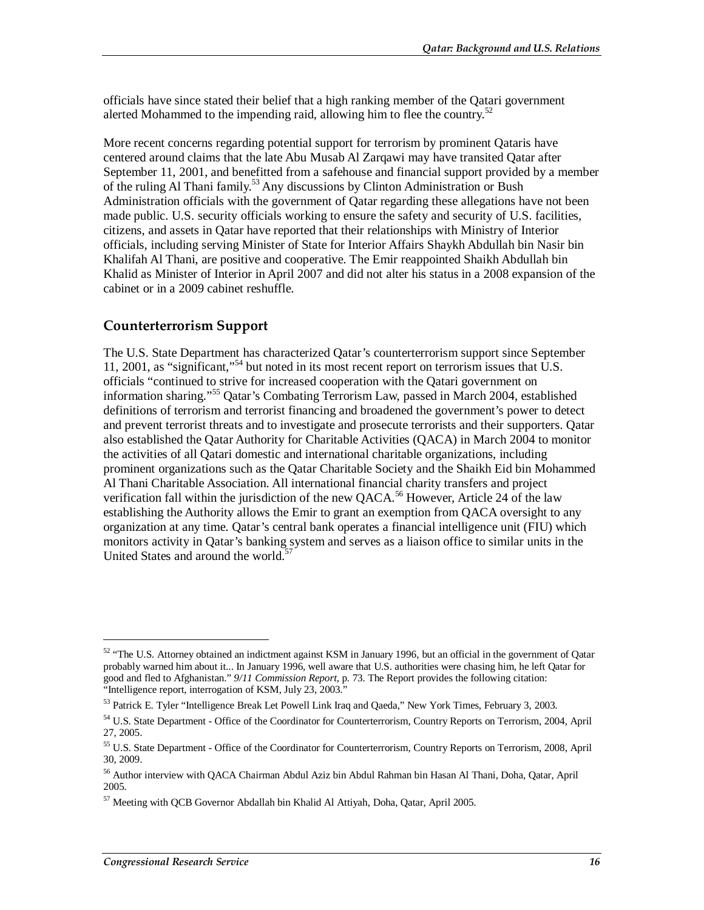officials have since stated their belief that a high ranking member of the Qatari government alerted Mohammed to the impending raid, allowing him to flee the country.[52]

More recent concerns regarding potential support for terrorism by prominent Qataris have centered around claims that the late Abu Musab Al Zarqawi may have transited Qatar after September 11, 2001, and benefitted from a safehouse and financial support provided by a member of the ruling Al Thani family.[53] Any discussions by Clinton Administration or Bush Administration officials with the government of Qatar regarding these allegations have not been made public. U.S. security officials working to ensure the safety and security of U.S. facilities, citizens, and assets in Qatar have reported that their relationships with Ministry of Interior officials, including serving Minister of State for Interior Affairs Shaykh Abdullah bin Nasir bin Khalifah Al Thani, are positive and cooperative. The Emir reappointed Shaikh Abdullah bin Khalid as Minister of Interior in April 2007 and did not alter his status in a 2008 expansion of the cabinet or in a 2009 cabinet reshuffle.

## Counterterrorism Support

The U.S. State Department has characterized Qatar's counterterrorism support since September 11, 2001, as "significant,"[54] but noted in its most recent report on terrorism issues that U.S. officials "continued to strive for increased cooperation with the Qatari government on information sharing."[55] Qatar's Combating Terrorism Law, passed in March 2004, established definitions of terrorism and terrorist financing and broadened the government's power to detect and prevent terrorist threats and to investigate and prosecute terrorists and their supporters. Qatar also established the Qatar Authority for Charitable Activities (QACA) in March 2004 to monitor the activities of all Qatari domestic and international charitable organizations, including prominent organizations such as the Qatar Charitable Society and the Shaikh Eid bin Mohammed Al Thani Charitable Association. All international financial charity transfers and project verification fall within the jurisdiction of the new QACA.[56] However, Article 24 of the law establishing the Authority allows the Emir to grant an exemption from QACA oversight to any organization at any time. Qatar's central bank operates a financial intelligence unit (FIU) which monitors activity in Qatar's banking system and serves as a liaison office to similar units in the United States and around the world.[57]

---

[52] "The U.S. Attorney obtained an indictment against KSM in January 1996, but an official in the government of Qatar probably warned him about it... In January 1996, well aware that U.S. authorities were chasing him, he left Qatar for good and fled to Afghanistan." *9/11 Commission Report*, p. 73. The Report provides the following citation: "Intelligence report, interrogation of KSM, July 23, 2003."

[53] Patrick E. Tyler "Intelligence Break Let Powell Link Iraq and Qaeda," New York Times, February 3, 2003.

[54] U.S. State Department - Office of the Coordinator for Counterterrorism, Country Reports on Terrorism, 2004, April 27, 2005.

[55] U.S. State Department - Office of the Coordinator for Counterterrorism, Country Reports on Terrorism, 2008, April 30, 2009.

[56] Author interview with QACA Chairman Abdul Aziz bin Abdul Rahman bin Hasan Al Thani, Doha, Qatar, April 2005.

[57] Meeting with QCB Governor Abdallah bin Khalid Al Attiyah, Doha, Qatar, April 2005.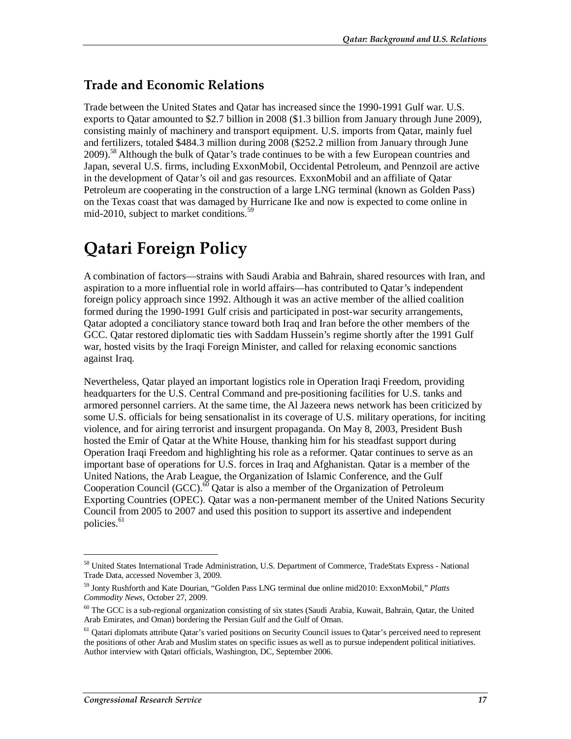### Trade and Economic Relations

Trade between the United States and Qatar has increased since the 1990-1991 Gulf war. U.S. exports to Qatar amounted to $2.7 billion in 2008 ($1.3 billion from January through June 2009), consisting mainly of machinery and transport equipment. U.S. imports from Qatar, mainly fuel and fertilizers, totaled $484.3 million during 2008 ($252.2 million from January through June 2009).[58] Although the bulk of Qatar's trade continues to be with a few European countries and Japan, several U.S. firms, including ExxonMobil, Occidental Petroleum, and Pennzoil are active in the development of Qatar's oil and gas resources. ExxonMobil and an affiliate of Qatar Petroleum are cooperating in the construction of a large LNG terminal (known as Golden Pass) on the Texas coast that was damaged by Hurricane Ike and now is expected to come online in mid-2010, subject to market conditions.[59]

# Qatari Foreign Policy

A combination of factors—strains with Saudi Arabia and Bahrain, shared resources with Iran, and aspiration to a more influential role in world affairs—has contributed to Qatar's independent foreign policy approach since 1992. Although it was an active member of the allied coalition formed during the 1990-1991 Gulf crisis and participated in post-war security arrangements, Qatar adopted a conciliatory stance toward both Iraq and Iran before the other members of the GCC. Qatar restored diplomatic ties with Saddam Hussein's regime shortly after the 1991 Gulf war, hosted visits by the Iraqi Foreign Minister, and called for relaxing economic sanctions against Iraq.

Nevertheless, Qatar played an important logistics role in Operation Iraqi Freedom, providing headquarters for the U.S. Central Command and pre-positioning facilities for U.S. tanks and armored personnel carriers. At the same time, the Al Jazeera news network has been criticized by some U.S. officials for being sensationalist in its coverage of U.S. military operations, for inciting violence, and for airing terrorist and insurgent propaganda. On May 8, 2003, President Bush hosted the Emir of Qatar at the White House, thanking him for his steadfast support during Operation Iraqi Freedom and highlighting his role as a reformer. Qatar continues to serve as an important base of operations for U.S. forces in Iraq and Afghanistan. Qatar is a member of the United Nations, the Arab League, the Organization of Islamic Conference, and the Gulf Cooperation Council (GCC).[60] Qatar is also a member of the Organization of Petroleum Exporting Countries (OPEC). Qatar was a non-permanent member of the United Nations Security Council from 2005 to 2007 and used this position to support its assertive and independent policies.[61]

---

[58] United States International Trade Administration, U.S. Department of Commerce, TradeStats Express - National Trade Data, accessed November 3, 2009.

[59] Jonty Rushforth and Kate Dourian, "Golden Pass LNG terminal due online mid2010: ExxonMobil," *Platts Commodity News*, October 27, 2009.

[60] The GCC is a sub-regional organization consisting of six states (Saudi Arabia, Kuwait, Bahrain, Qatar, the United Arab Emirates, and Oman) bordering the Persian Gulf and the Gulf of Oman.

[61] Qatari diplomats attribute Qatar's varied positions on Security Council issues to Qatar's perceived need to represent the positions of other Arab and Muslim states on specific issues as well as to pursue independent political initiatives. Author interview with Qatari officials, Washington, DC, September 2006.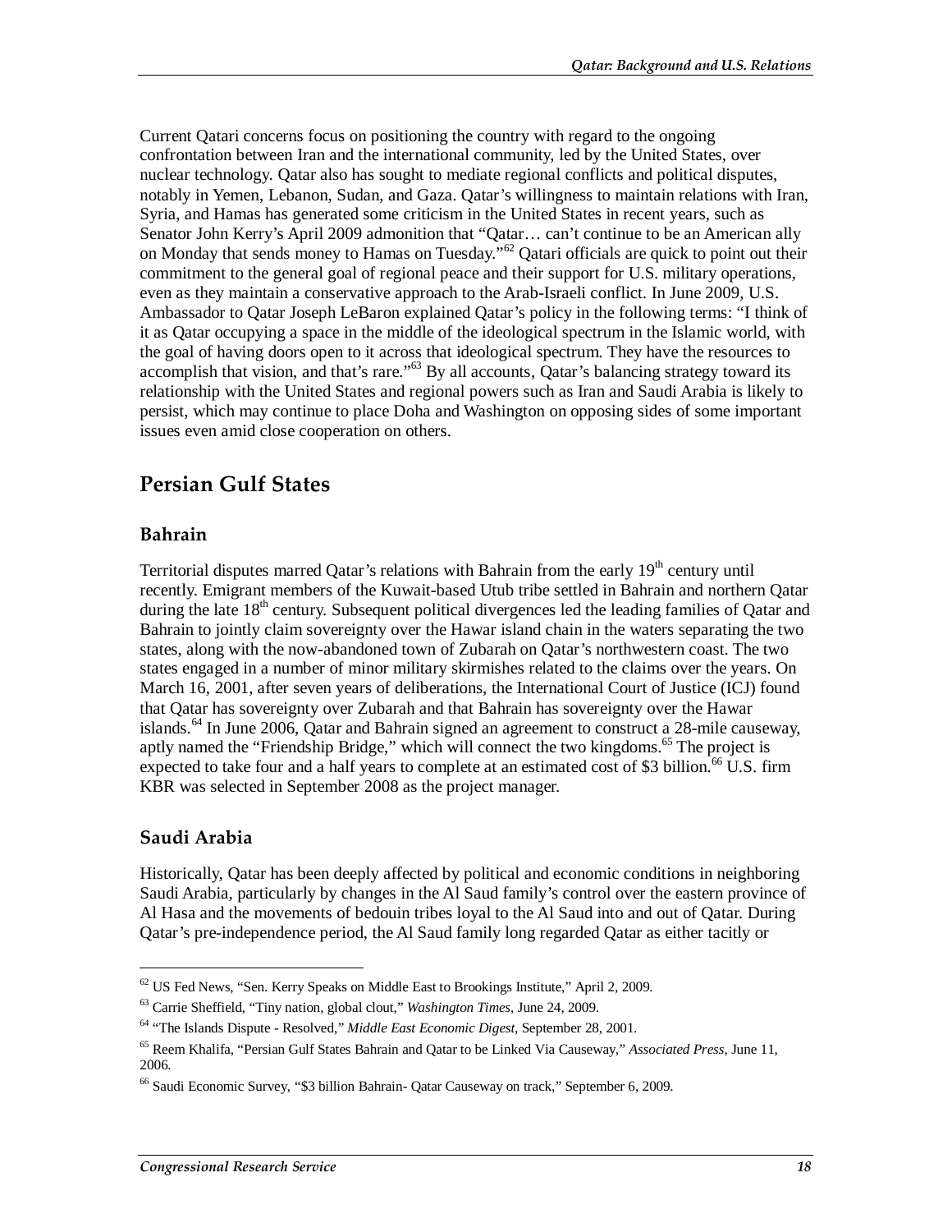Current Qatari concerns focus on positioning the country with regard to the ongoing confrontation between Iran and the international community, led by the United States, over nuclear technology. Qatar also has sought to mediate regional conflicts and political disputes, notably in Yemen, Lebanon, Sudan, and Gaza. Qatar's willingness to maintain relations with Iran, Syria, and Hamas has generated some criticism in the United States in recent years, such as Senator John Kerry's April 2009 admonition that "Qatar… can't continue to be an American ally on Monday that sends money to Hamas on Tuesday."[62] Qatari officials are quick to point out their commitment to the general goal of regional peace and their support for U.S. military operations, even as they maintain a conservative approach to the Arab-Israeli conflict. In June 2009, U.S. Ambassador to Qatar Joseph LeBaron explained Qatar's policy in the following terms: "I think of it as Qatar occupying a space in the middle of the ideological spectrum in the Islamic world, with the goal of having doors open to it across that ideological spectrum. They have the resources to accomplish that vision, and that's rare."[63] By all accounts, Qatar's balancing strategy toward its relationship with the United States and regional powers such as Iran and Saudi Arabia is likely to persist, which may continue to place Doha and Washington on opposing sides of some important issues even amid close cooperation on others.

## Persian Gulf States

### Bahrain

Territorial disputes marred Qatar's relations with Bahrain from the early 19th century until recently. Emigrant members of the Kuwait-based Utub tribe settled in Bahrain and northern Qatar during the late 18th century. Subsequent political divergences led the leading families of Qatar and Bahrain to jointly claim sovereignty over the Hawar island chain in the waters separating the two states, along with the now-abandoned town of Zubarah on Qatar's northwestern coast. The two states engaged in a number of minor military skirmishes related to the claims over the years. On March 16, 2001, after seven years of deliberations, the International Court of Justice (ICJ) found that Qatar has sovereignty over Zubarah and that Bahrain has sovereignty over the Hawar islands.[64] In June 2006, Qatar and Bahrain signed an agreement to construct a 28-mile causeway, aptly named the "Friendship Bridge," which will connect the two kingdoms.[65] The project is expected to take four and a half years to complete at an estimated cost of $3 billion.[66] U.S. firm KBR was selected in September 2008 as the project manager.

### Saudi Arabia

Historically, Qatar has been deeply affected by political and economic conditions in neighboring Saudi Arabia, particularly by changes in the Al Saud family's control over the eastern province of Al Hasa and the movements of bedouin tribes loyal to the Al Saud into and out of Qatar. During Qatar's pre-independence period, the Al Saud family long regarded Qatar as either tacitly or

---

[62] US Fed News, "Sen. Kerry Speaks on Middle East to Brookings Institute," April 2, 2009.

[63] Carrie Sheffield, "Tiny nation, global clout," *Washington Times*, June 24, 2009.

[64] "The Islands Dispute - Resolved," *Middle East Economic Digest*, September 28, 2001.

[65] Reem Khalifa, "Persian Gulf States Bahrain and Qatar to be Linked Via Causeway," *Associated Press*, June 11, 2006.

[66] Saudi Economic Survey, "$3 billion Bahrain- Qatar Causeway on track," September 6, 2009.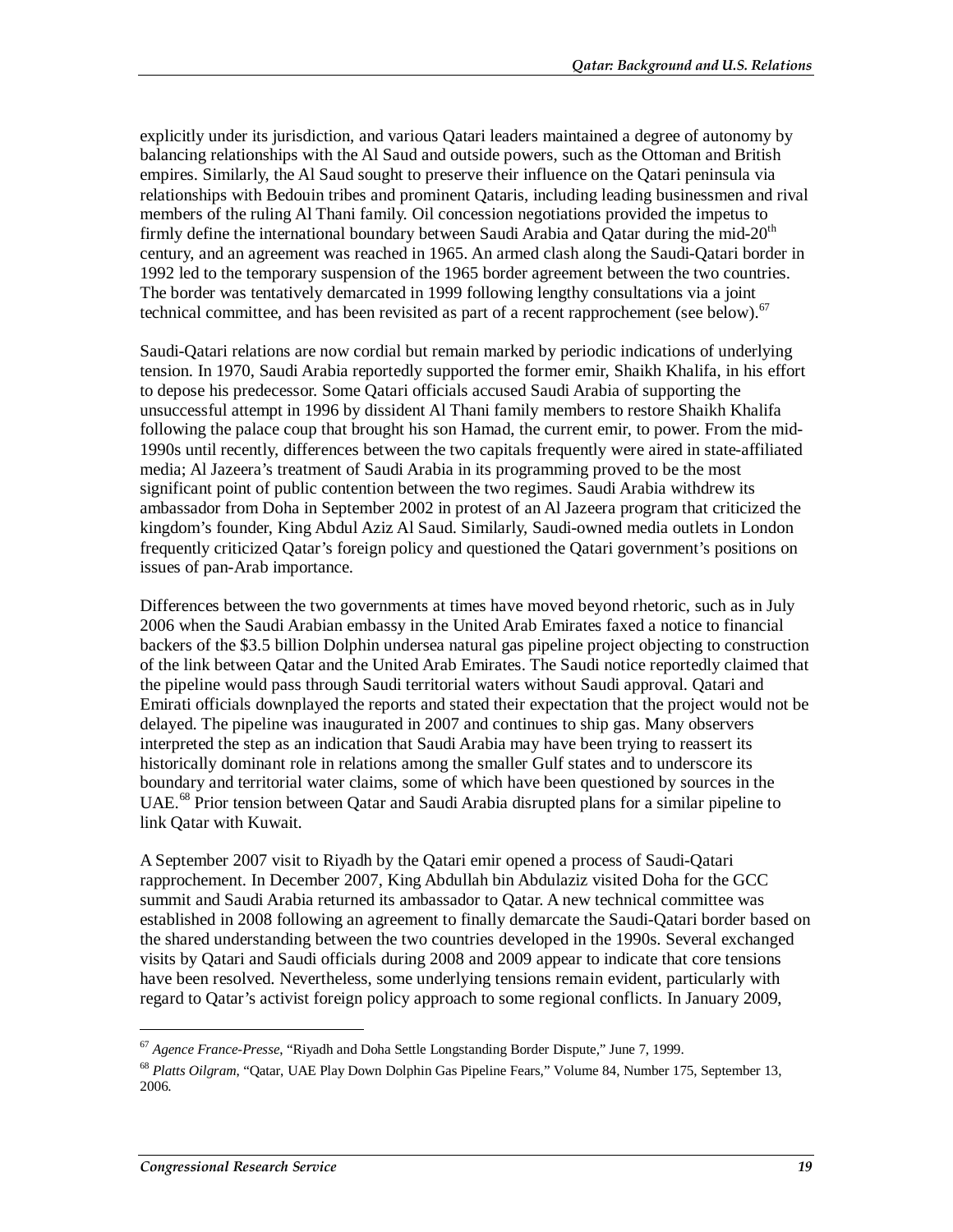explicitly under its jurisdiction, and various Qatari leaders maintained a degree of autonomy by balancing relationships with the Al Saud and outside powers, such as the Ottoman and British empires. Similarly, the Al Saud sought to preserve their influence on the Qatari peninsula via relationships with Bedouin tribes and prominent Qataris, including leading businessmen and rival members of the ruling Al Thani family. Oil concession negotiations provided the impetus to firmly define the international boundary between Saudi Arabia and Qatar during the mid-20th century, and an agreement was reached in 1965. An armed clash along the Saudi-Qatari border in 1992 led to the temporary suspension of the 1965 border agreement between the two countries. The border was tentatively demarcated in 1999 following lengthy consultations via a joint technical committee, and has been revisited as part of a recent rapprochement (see below).[67]

Saudi-Qatari relations are now cordial but remain marked by periodic indications of underlying tension. In 1970, Saudi Arabia reportedly supported the former emir, Shaikh Khalifa, in his effort to depose his predecessor. Some Qatari officials accused Saudi Arabia of supporting the unsuccessful attempt in 1996 by dissident Al Thani family members to restore Shaikh Khalifa following the palace coup that brought his son Hamad, the current emir, to power. From the mid-1990s until recently, differences between the two capitals frequently were aired in state-affiliated media; Al Jazeera's treatment of Saudi Arabia in its programming proved to be the most significant point of public contention between the two regimes. Saudi Arabia withdrew its ambassador from Doha in September 2002 in protest of an Al Jazeera program that criticized the kingdom's founder, King Abdul Aziz Al Saud. Similarly, Saudi-owned media outlets in London frequently criticized Qatar's foreign policy and questioned the Qatari government's positions on issues of pan-Arab importance.

Differences between the two governments at times have moved beyond rhetoric, such as in July 2006 when the Saudi Arabian embassy in the United Arab Emirates faxed a notice to financial backers of the $3.5 billion Dolphin undersea natural gas pipeline project objecting to construction of the link between Qatar and the United Arab Emirates. The Saudi notice reportedly claimed that the pipeline would pass through Saudi territorial waters without Saudi approval. Qatari and Emirati officials downplayed the reports and stated their expectation that the project would not be delayed. The pipeline was inaugurated in 2007 and continues to ship gas. Many observers interpreted the step as an indication that Saudi Arabia may have been trying to reassert its historically dominant role in relations among the smaller Gulf states and to underscore its boundary and territorial water claims, some of which have been questioned by sources in the UAE.[68] Prior tension between Qatar and Saudi Arabia disrupted plans for a similar pipeline to link Qatar with Kuwait.

A September 2007 visit to Riyadh by the Qatari emir opened a process of Saudi-Qatari rapprochement. In December 2007, King Abdullah bin Abdulaziz visited Doha for the GCC summit and Saudi Arabia returned its ambassador to Qatar. A new technical committee was established in 2008 following an agreement to finally demarcate the Saudi-Qatari border based on the shared understanding between the two countries developed in the 1990s. Several exchanged visits by Qatari and Saudi officials during 2008 and 2009 appear to indicate that core tensions have been resolved. Nevertheless, some underlying tensions remain evident, particularly with regard to Qatar's activist foreign policy approach to some regional conflicts. In January 2009,

---

[67] *Agence France-Presse*, "Riyadh and Doha Settle Longstanding Border Dispute," June 7, 1999.

[68] *Platts Oilgram*, "Qatar, UAE Play Down Dolphin Gas Pipeline Fears," Volume 84, Number 175, September 13, 2006.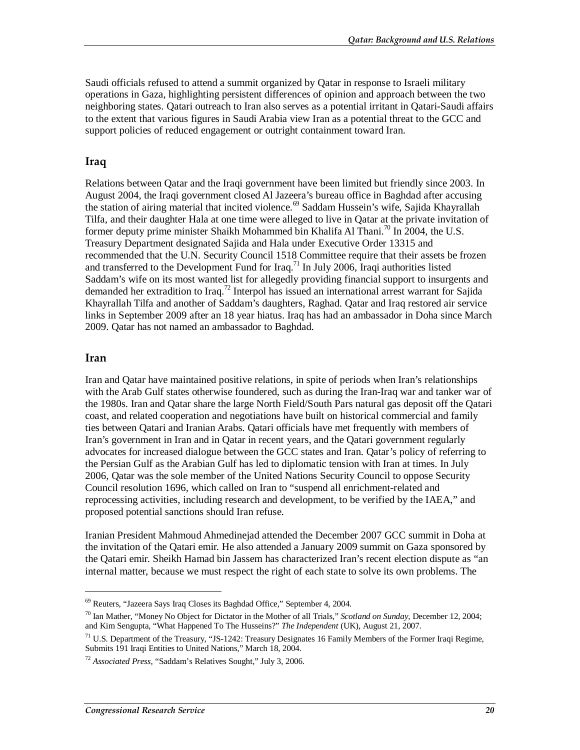Saudi officials refused to attend a summit organized by Qatar in response to Israeli military operations in Gaza, highlighting persistent differences of opinion and approach between the two neighboring states. Qatari outreach to Iran also serves as a potential irritant in Qatari-Saudi affairs to the extent that various figures in Saudi Arabia view Iran as a potential threat to the GCC and support policies of reduced engagement or outright containment toward Iran.

## Iraq

Relations between Qatar and the Iraqi government have been limited but friendly since 2003. In August 2004, the Iraqi government closed Al Jazeera's bureau office in Baghdad after accusing the station of airing material that incited violence.[69] Saddam Hussein's wife, Sajida Khayrallah Tilfa, and their daughter Hala at one time were alleged to live in Qatar at the private invitation of former deputy prime minister Shaikh Mohammed bin Khalifa Al Thani.[70] In 2004, the U.S. Treasury Department designated Sajida and Hala under Executive Order 13315 and recommended that the U.N. Security Council 1518 Committee require that their assets be frozen and transferred to the Development Fund for Iraq.[71] In July 2006, Iraqi authorities listed Saddam's wife on its most wanted list for allegedly providing financial support to insurgents and demanded her extradition to Iraq.[72] Interpol has issued an international arrest warrant for Sajida Khayrallah Tilfa and another of Saddam's daughters, Raghad. Qatar and Iraq restored air service links in September 2009 after an 18 year hiatus. Iraq has had an ambassador in Doha since March 2009. Qatar has not named an ambassador to Baghdad.

## Iran

Iran and Qatar have maintained positive relations, in spite of periods when Iran's relationships with the Arab Gulf states otherwise foundered, such as during the Iran-Iraq war and tanker war of the 1980s. Iran and Qatar share the large North Field/South Pars natural gas deposit off the Qatari coast, and related cooperation and negotiations have built on historical commercial and family ties between Qatari and Iranian Arabs. Qatari officials have met frequently with members of Iran's government in Iran and in Qatar in recent years, and the Qatari government regularly advocates for increased dialogue between the GCC states and Iran. Qatar's policy of referring to the Persian Gulf as the Arabian Gulf has led to diplomatic tension with Iran at times. In July 2006, Qatar was the sole member of the United Nations Security Council to oppose Security Council resolution 1696, which called on Iran to "suspend all enrichment-related and reprocessing activities, including research and development, to be verified by the IAEA," and proposed potential sanctions should Iran refuse.

Iranian President Mahmoud Ahmedinejad attended the December 2007 GCC summit in Doha at the invitation of the Qatari emir. He also attended a January 2009 summit on Gaza sponsored by the Qatari emir. Sheikh Hamad bin Jassem has characterized Iran's recent election dispute as "an internal matter, because we must respect the right of each state to solve its own problems. The

---

[69] Reuters, "Jazeera Says Iraq Closes its Baghdad Office," September 4, 2004.

[70] Ian Mather, "Money No Object for Dictator in the Mother of all Trials," *Scotland on Sunday*, December 12, 2004; and Kim Sengupta, "What Happened To The Husseins?" *The Independent* (UK), August 21, 2007.

[71] U.S. Department of the Treasury, "JS-1242: Treasury Designates 16 Family Members of the Former Iraqi Regime, Submits 191 Iraqi Entities to United Nations," March 18, 2004.

[72] *Associated Press*, "Saddam's Relatives Sought," July 3, 2006.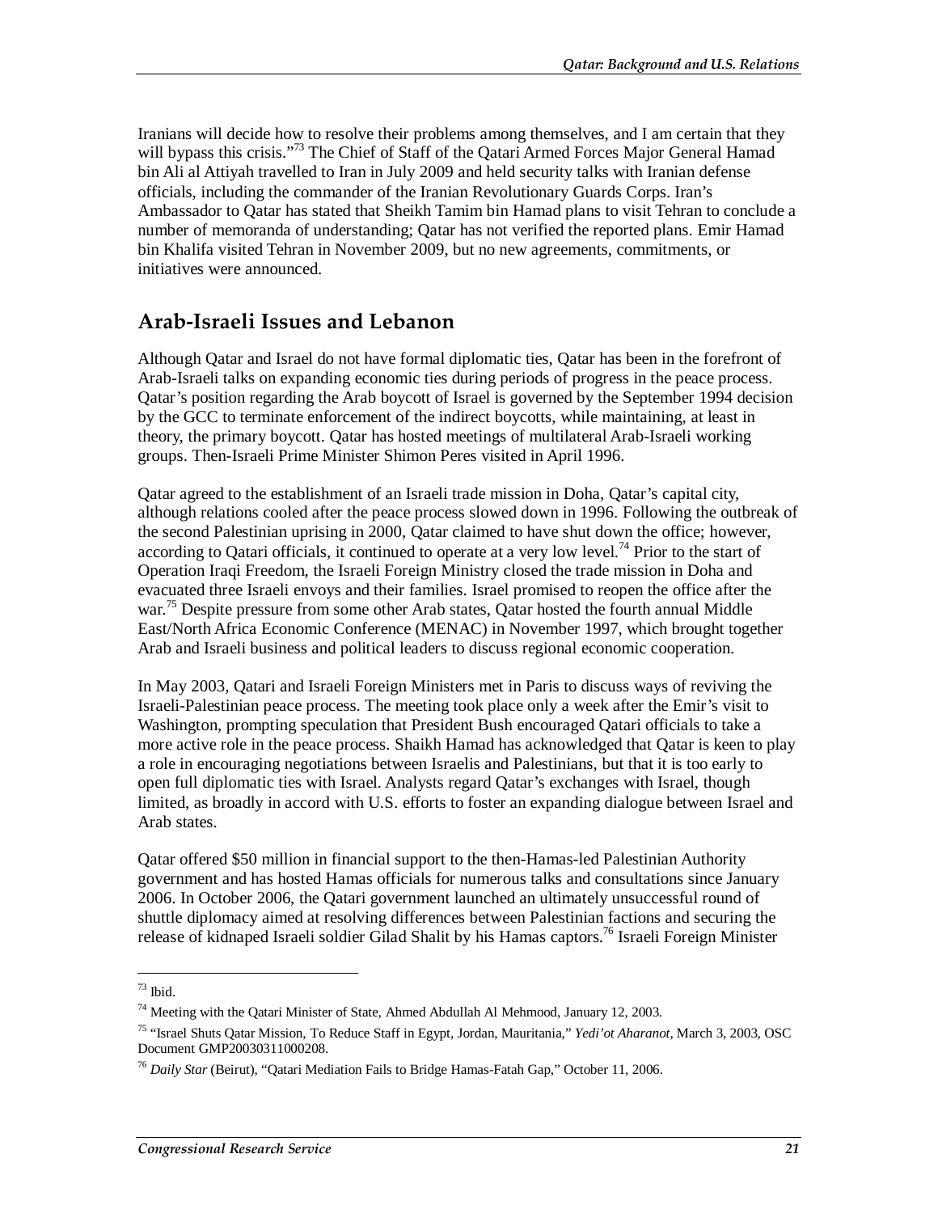Iranians will decide how to resolve their problems among themselves, and I am certain that they will bypass this crisis."[73] The Chief of Staff of the Qatari Armed Forces Major General Hamad bin Ali al Attiyah travelled to Iran in July 2009 and held security talks with Iranian defense officials, including the commander of the Iranian Revolutionary Guards Corps. Iran's Ambassador to Qatar has stated that Sheikh Tamim bin Hamad plans to visit Tehran to conclude a number of memoranda of understanding; Qatar has not verified the reported plans. Emir Hamad bin Khalifa visited Tehran in November 2009, but no new agreements, commitments, or initiatives were announced.

## Arab-Israeli Issues and Lebanon

Although Qatar and Israel do not have formal diplomatic ties, Qatar has been in the forefront of Arab-Israeli talks on expanding economic ties during periods of progress in the peace process. Qatar's position regarding the Arab boycott of Israel is governed by the September 1994 decision by the GCC to terminate enforcement of the indirect boycotts, while maintaining, at least in theory, the primary boycott. Qatar has hosted meetings of multilateral Arab-Israeli working groups. Then-Israeli Prime Minister Shimon Peres visited in April 1996.

Qatar agreed to the establishment of an Israeli trade mission in Doha, Qatar's capital city, although relations cooled after the peace process slowed down in 1996. Following the outbreak of the second Palestinian uprising in 2000, Qatar claimed to have shut down the office; however, according to Qatari officials, it continued to operate at a very low level.[74] Prior to the start of Operation Iraqi Freedom, the Israeli Foreign Ministry closed the trade mission in Doha and evacuated three Israeli envoys and their families. Israel promised to reopen the office after the war.[75] Despite pressure from some other Arab states, Qatar hosted the fourth annual Middle East/North Africa Economic Conference (MENAC) in November 1997, which brought together Arab and Israeli business and political leaders to discuss regional economic cooperation.

In May 2003, Qatari and Israeli Foreign Ministers met in Paris to discuss ways of reviving the Israeli-Palestinian peace process. The meeting took place only a week after the Emir's visit to Washington, prompting speculation that President Bush encouraged Qatari officials to take a more active role in the peace process. Shaikh Hamad has acknowledged that Qatar is keen to play a role in encouraging negotiations between Israelis and Palestinians, but that it is too early to open full diplomatic ties with Israel. Analysts regard Qatar's exchanges with Israel, though limited, as broadly in accord with U.S. efforts to foster an expanding dialogue between Israel and Arab states.

Qatar offered $50 million in financial support to the then-Hamas-led Palestinian Authority government and has hosted Hamas officials for numerous talks and consultations since January 2006. In October 2006, the Qatari government launched an ultimately unsuccessful round of shuttle diplomacy aimed at resolving differences between Palestinian factions and securing the release of kidnaped Israeli soldier Gilad Shalit by his Hamas captors.[76] Israeli Foreign Minister

---

[73] Ibid.

[74] Meeting with the Qatari Minister of State, Ahmed Abdullah Al Mehmood, January 12, 2003.

[75] "Israel Shuts Qatar Mission, To Reduce Staff in Egypt, Jordan, Mauritania," *Yedi'ot Aharanot*, March 3, 2003, OSC Document GMP20030311000208.

[76] *Daily Star* (Beirut), "Qatari Mediation Fails to Bridge Hamas-Fatah Gap," October 11, 2006.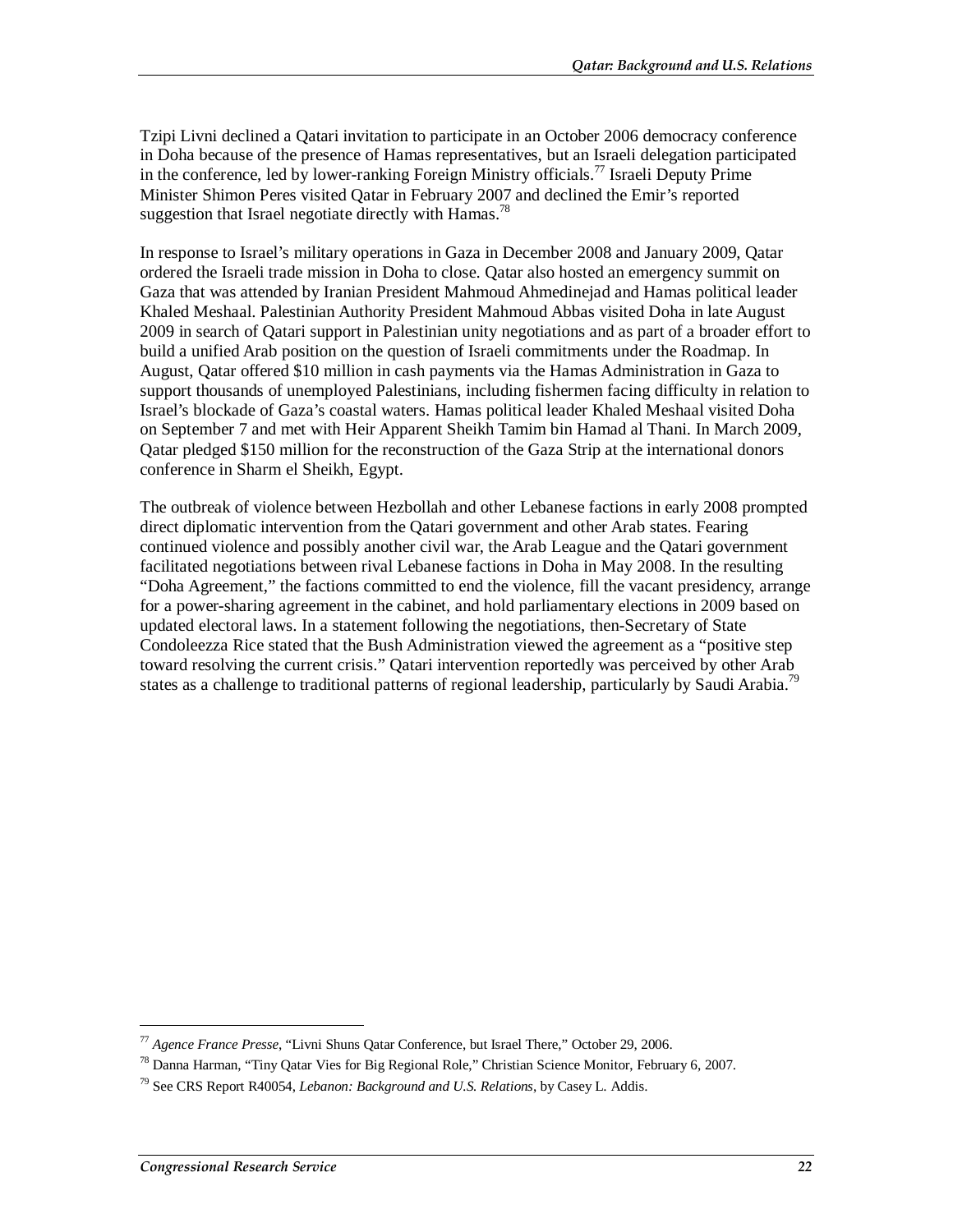Tzipi Livni declined a Qatari invitation to participate in an October 2006 democracy conference in Doha because of the presence of Hamas representatives, but an Israeli delegation participated in the conference, led by lower-ranking Foreign Ministry officials.[77] Israeli Deputy Prime Minister Shimon Peres visited Qatar in February 2007 and declined the Emir's reported suggestion that Israel negotiate directly with Hamas.[78]

In response to Israel's military operations in Gaza in December 2008 and January 2009, Qatar ordered the Israeli trade mission in Doha to close. Qatar also hosted an emergency summit on Gaza that was attended by Iranian President Mahmoud Ahmedinejad and Hamas political leader Khaled Meshaal. Palestinian Authority President Mahmoud Abbas visited Doha in late August 2009 in search of Qatari support in Palestinian unity negotiations and as part of a broader effort to build a unified Arab position on the question of Israeli commitments under the Roadmap. In August, Qatar offered $10 million in cash payments via the Hamas Administration in Gaza to support thousands of unemployed Palestinians, including fishermen facing difficulty in relation to Israel's blockade of Gaza's coastal waters. Hamas political leader Khaled Meshaal visited Doha on September 7 and met with Heir Apparent Sheikh Tamim bin Hamad al Thani. In March 2009, Qatar pledged $150 million for the reconstruction of the Gaza Strip at the international donors conference in Sharm el Sheikh, Egypt.

The outbreak of violence between Hezbollah and other Lebanese factions in early 2008 prompted direct diplomatic intervention from the Qatari government and other Arab states. Fearing continued violence and possibly another civil war, the Arab League and the Qatari government facilitated negotiations between rival Lebanese factions in Doha in May 2008. In the resulting "Doha Agreement," the factions committed to end the violence, fill the vacant presidency, arrange for a power-sharing agreement in the cabinet, and hold parliamentary elections in 2009 based on updated electoral laws. In a statement following the negotiations, then-Secretary of State Condoleezza Rice stated that the Bush Administration viewed the agreement as a "positive step toward resolving the current crisis." Qatari intervention reportedly was perceived by other Arab states as a challenge to traditional patterns of regional leadership, particularly by Saudi Arabia.[79]

---

[77] *Agence France Presse*, "Livni Shuns Qatar Conference, but Israel There," October 29, 2006.

[78] Danna Harman, "Tiny Qatar Vies for Big Regional Role," Christian Science Monitor, February 6, 2007.

[79] See CRS Report R40054, *Lebanon: Background and U.S. Relations*, by Casey L. Addis.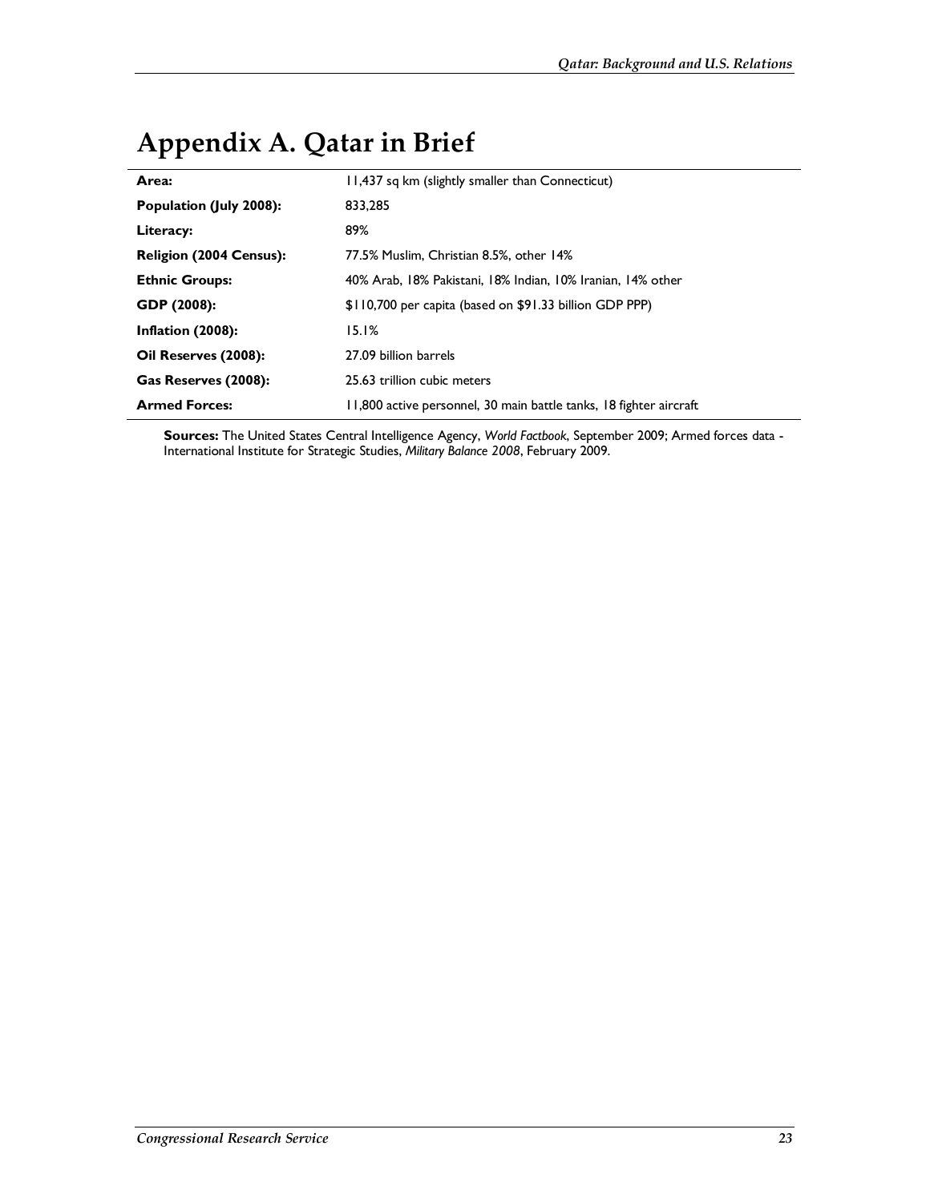# Appendix A. Qatar in Brief

| | |
|---|---|
| **Area:** | 11,437 sq km (slightly smaller than Connecticut) |
| **Population (July 2008):** | 833,285 |
| **Literacy:** | 89% |
| **Religion (2004 Census):** | 77.5% Muslim, Christian 8.5%, other 14% |
| **Ethnic Groups:** | 40% Arab, 18% Pakistani, 18% Indian, 10% Iranian, 14% other |
| **GDP (2008):** | $110,700 per capita (based on $91.33 billion GDP PPP) |
| **Inflation (2008):** | 15.1% |
| **Oil Reserves (2008):** | 27.09 billion barrels |
| **Gas Reserves (2008):** | 25.63 trillion cubic meters |
| **Armed Forces:** | 11,800 active personnel, 30 main battle tanks, 18 fighter aircraft |

**Sources:** The United States Central Intelligence Agency, *World Factbook*, September 2009; Armed forces data - International Institute for Strategic Studies, *Military Balance 2008*, February 2009.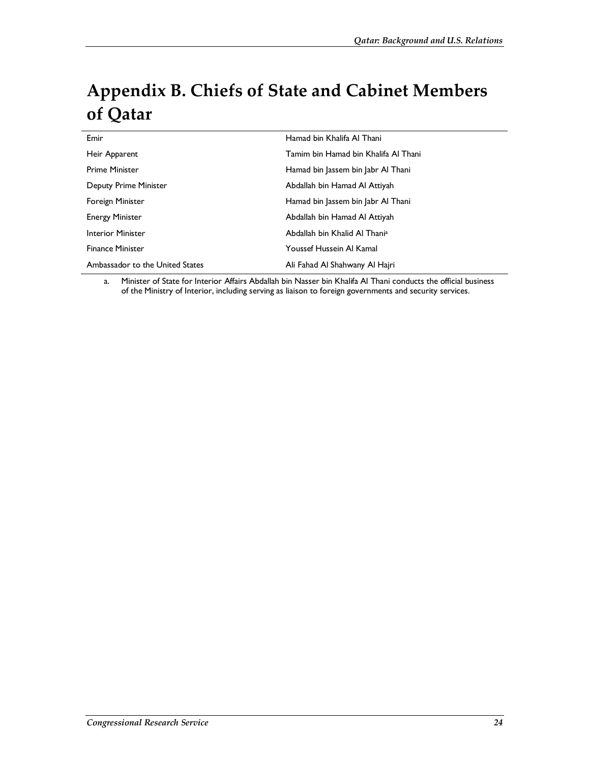# Appendix B. Chiefs of State and Cabinet Members of Qatar

| | |
|---|---|
| Emir | Hamad bin Khalifa Al Thani |
| Heir Apparent | Tamim bin Hamad bin Khalifa Al Thani |
| Prime Minister | Hamad bin Jassem bin Jabr Al Thani |
| Deputy Prime Minister | Abdallah bin Hamad Al Attiyah |
| Foreign Minister | Hamad bin Jassem bin Jabr Al Thani |
| Energy Minister | Abdallah bin Hamad Al Attiyah |
| Interior Minister | Abdallah bin Khalid Al Thani[a] |
| Finance Minister | Youssef Hussein Al Kamal |
| Ambassador to the United States | Ali Fahad Al Shahwany Al Hajri |

a. Minister of State for Interior Affairs Abdallah bin Nasser bin Khalifa Al Thani conducts the official business of the Ministry of Interior, including serving as liaison to foreign governments and security services.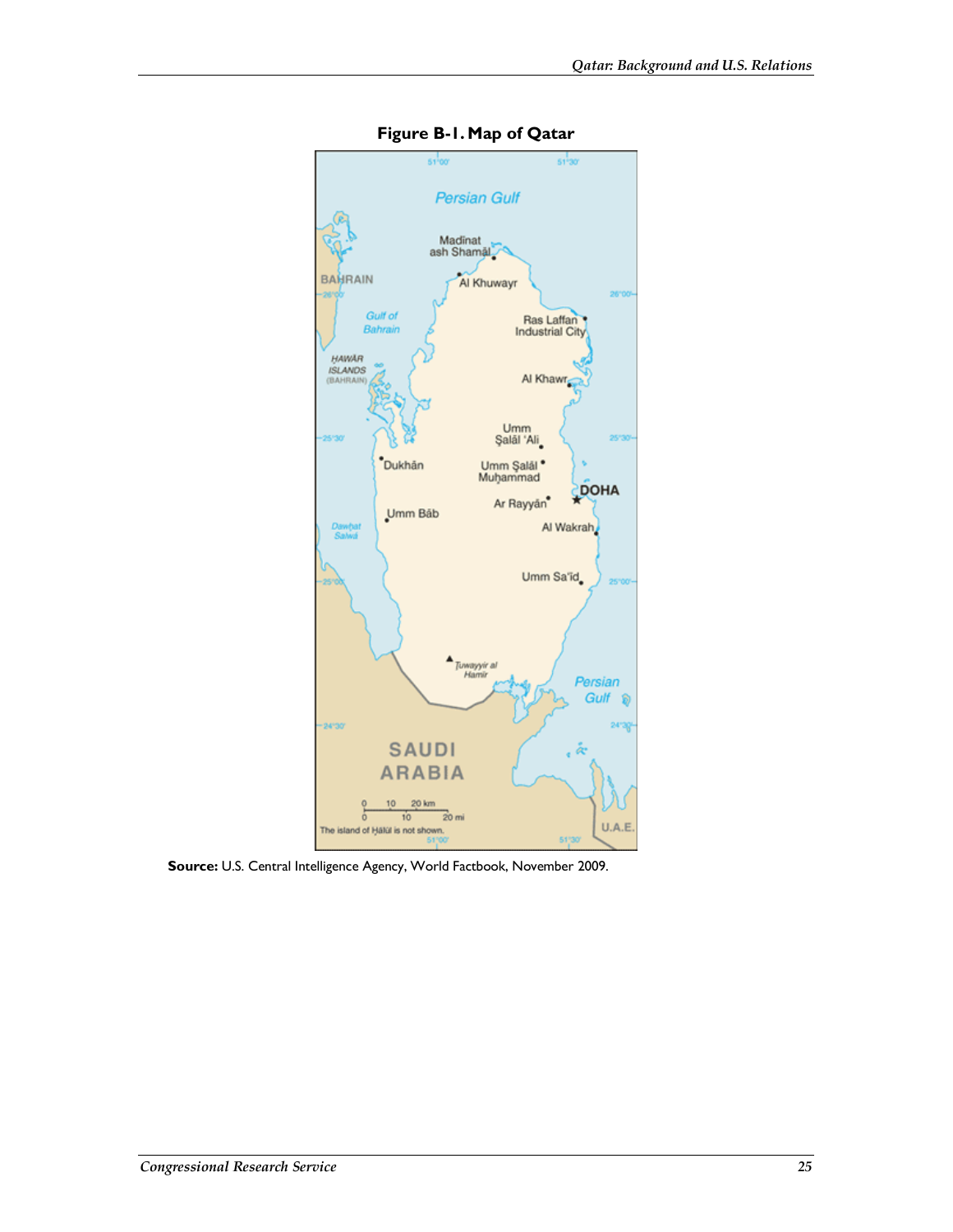**Figure B-1. Map of Qatar**

**Source:** U.S. Central Intelligence Agency, World Factbook, November 2009.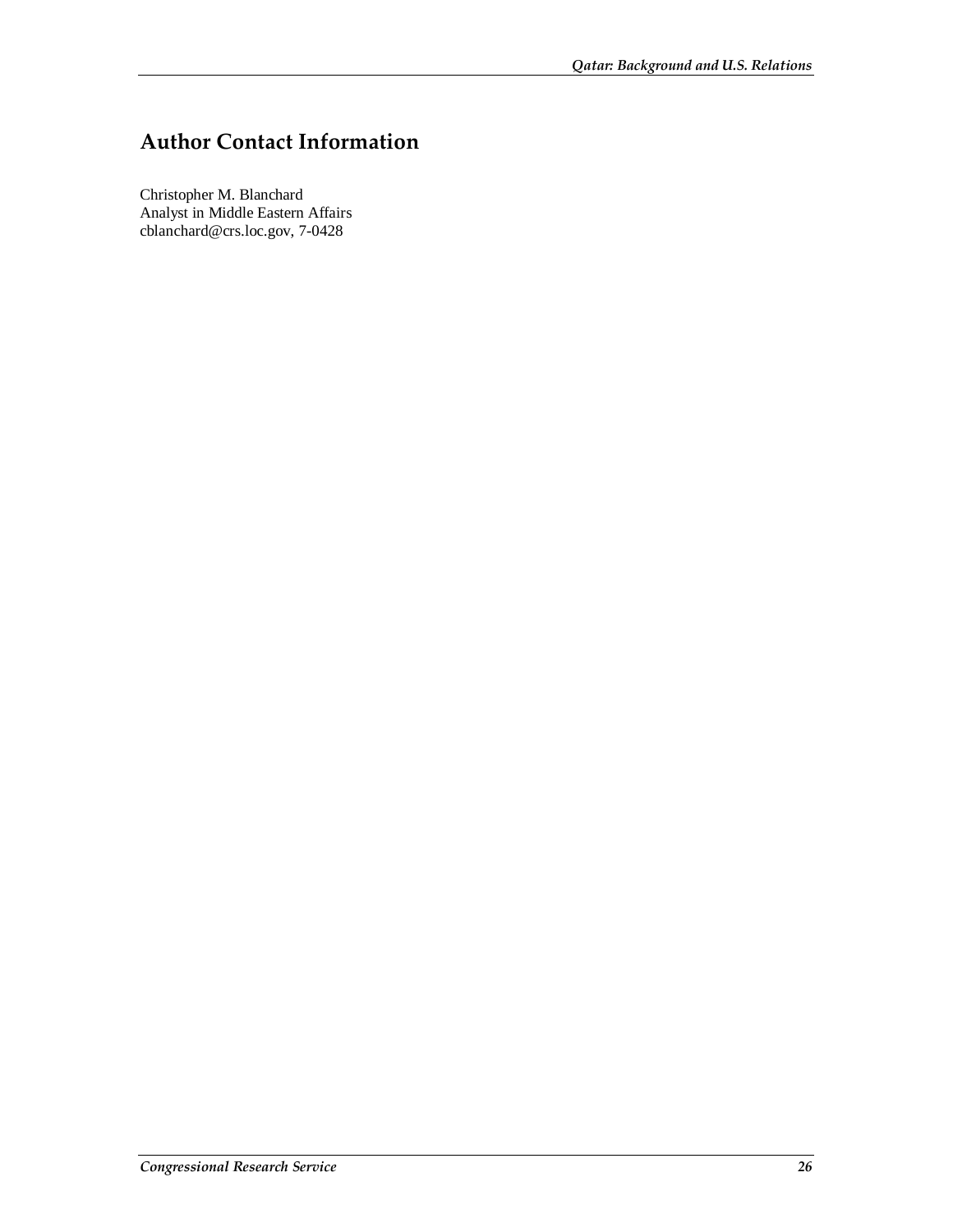## Author Contact Information

Christopher M. Blanchard
Analyst in Middle Eastern Affairs
cblanchard@crs.loc.gov, 7-0428